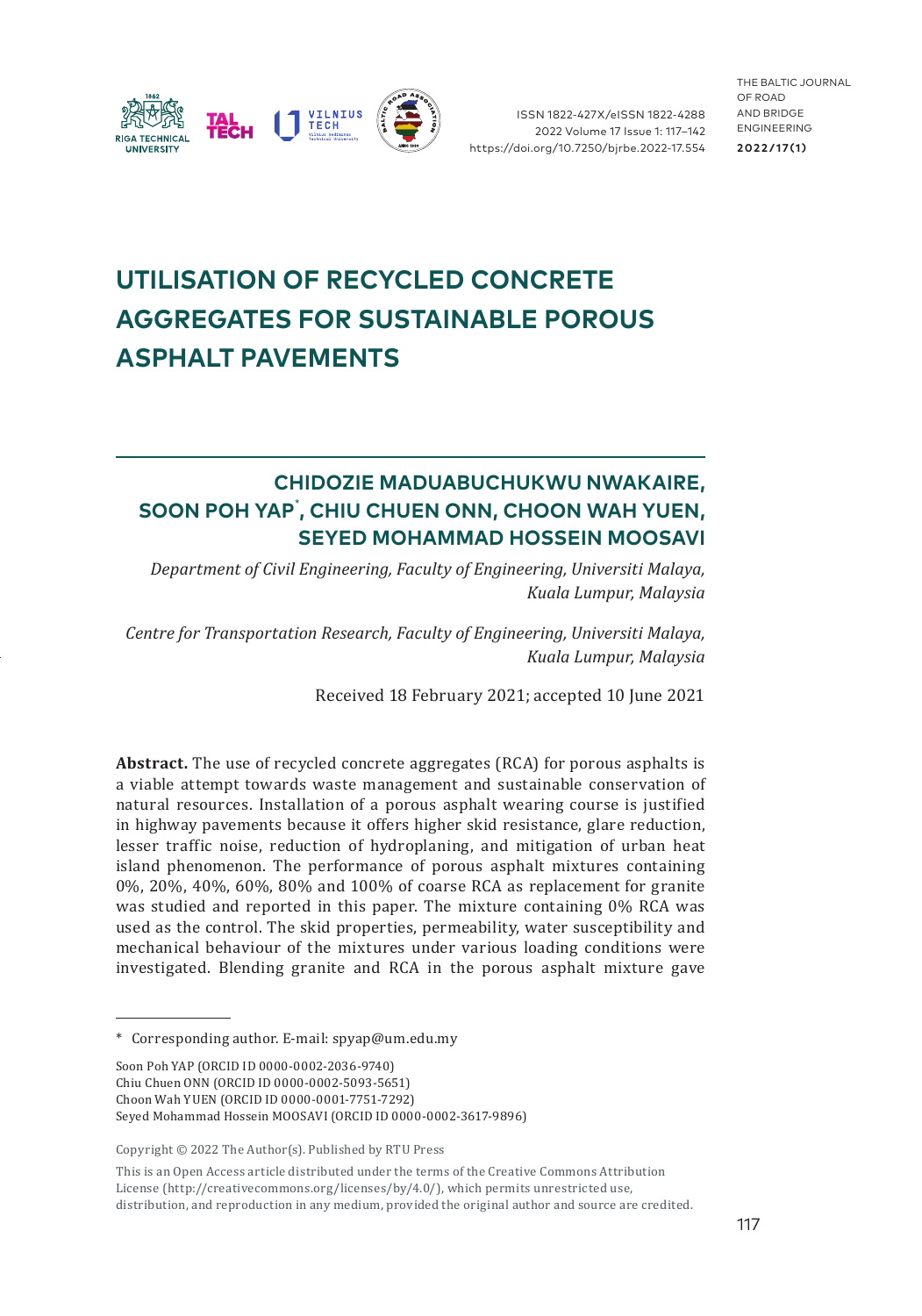# UTILISATION OF RECYCLED CONCRETE AGGREGATES FOR SUSTAINABLE POROUS ASPHALT PAVEMENTS

## CHIDOZIE MADUABUCHUKWU NWAKAIRE, SOON POH YAP*, CHIU CHUEN ONN, CHOON WAH YUEN, SEYED MOHAMMAD HOSSEIN MOOSAVI

*Department of Civil Engineering, Faculty of Engineering, Universiti Malaya, Kuala Lumpur, Malaysia*

*Centre for Transportation Research, Faculty of Engineering, Universiti Malaya, Kuala Lumpur, Malaysia*

Received 18 February 2021; accepted 10 June 2021

**Abstract.** The use of recycled concrete aggregates (RCA) for porous asphalts is a viable attempt towards waste management and sustainable conservation of natural resources. Installation of a porous asphalt wearing course is justified in highway pavements because it offers higher skid resistance, glare reduction, lesser traffic noise, reduction of hydroplaning, and mitigation of urban heat island phenomenon. The performance of porous asphalt mixtures containing 0%, 20%, 40%, 60%, 80% and 100% of coarse RCA as replacement for granite was studied and reported in this paper. The mixture containing 0% RCA was used as the control. The skid properties, permeability, water susceptibility and mechanical behaviour of the mixtures under various loading conditions were investigated. Blending granite and RCA in the porous asphalt mixture gave

---

* Corresponding author. E-mail: spyap@um.edu.my

Soon Poh YAP (ORCID ID 0000-0002-2036-9740)
Chiu Chuen ONN (ORCID ID 0000-0002-5093-5651)
Choon Wah YUEN (ORCID ID 0000-0001-7751-7292)
Seyed Mohammad Hossein MOOSAVI (ORCID ID 0000-0002-3617-9896)

Copyright © 2022 The Author(s). Published by RTU Press

This is an Open Access article distributed under the terms of the Creative Commons Attribution License (http://creativecommons.org/licenses/by/4.0/), which permits unrestricted use, distribution, and reproduction in any medium, provided the original author and source are credited.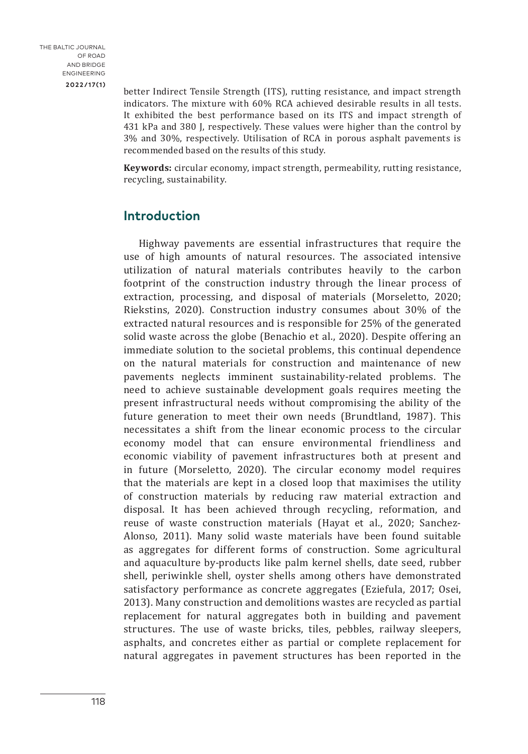better Indirect Tensile Strength (ITS), rutting resistance, and impact strength indicators. The mixture with 60% RCA achieved desirable results in all tests. It exhibited the best performance based on its ITS and impact strength of 431 kPa and 380 J, respectively. These values were higher than the control by 3% and 30%, respectively. Utilisation of RCA in porous asphalt pavements is recommended based on the results of this study.

**Keywords:** circular economy, impact strength, permeability, rutting resistance, recycling, sustainability.

## Introduction

Highway pavements are essential infrastructures that require the use of high amounts of natural resources. The associated intensive utilization of natural materials contributes heavily to the carbon footprint of the construction industry through the linear process of extraction, processing, and disposal of materials (Morseletto, 2020; Riekstins, 2020). Construction industry consumes about 30% of the extracted natural resources and is responsible for 25% of the generated solid waste across the globe (Benachio et al., 2020). Despite offering an immediate solution to the societal problems, this continual dependence on the natural materials for construction and maintenance of new pavements neglects imminent sustainability-related problems. The need to achieve sustainable development goals requires meeting the present infrastructural needs without compromising the ability of the future generation to meet their own needs (Brundtland, 1987). This necessitates a shift from the linear economic process to the circular economy model that can ensure environmental friendliness and economic viability of pavement infrastructures both at present and in future (Morseletto, 2020). The circular economy model requires that the materials are kept in a closed loop that maximises the utility of construction materials by reducing raw material extraction and disposal. It has been achieved through recycling, reformation, and reuse of waste construction materials (Hayat et al., 2020; Sanchez-Alonso, 2011). Many solid waste materials have been found suitable as aggregates for different forms of construction. Some agricultural and aquaculture by-products like palm kernel shells, date seed, rubber shell, periwinkle shell, oyster shells among others have demonstrated satisfactory performance as concrete aggregates (Eziefula, 2017; Osei, 2013). Many construction and demolitions wastes are recycled as partial replacement for natural aggregates both in building and pavement structures. The use of waste bricks, tiles, pebbles, railway sleepers, asphalts, and concretes either as partial or complete replacement for natural aggregates in pavement structures has been reported in the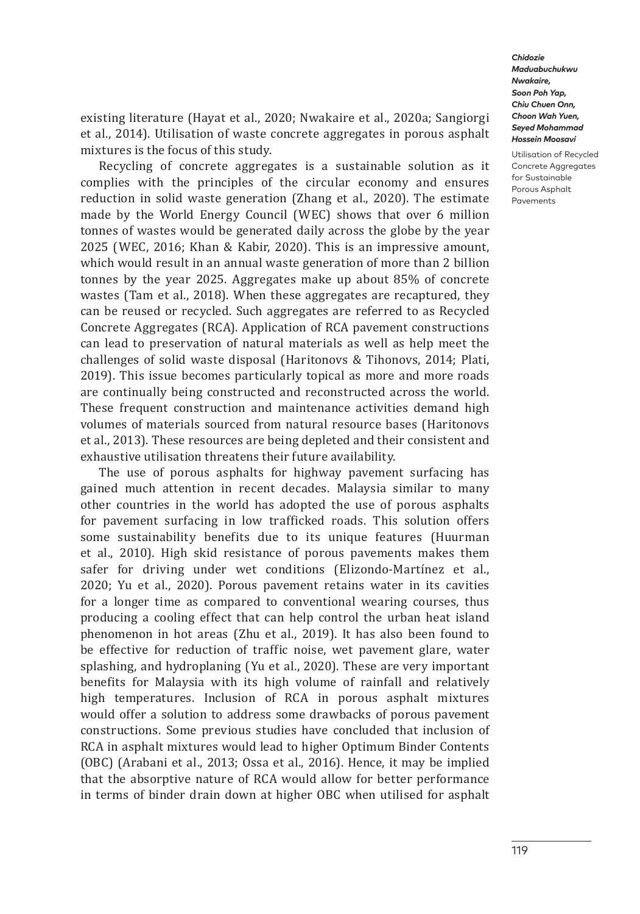existing literature (Hayat et al., 2020; Nwakaire et al., 2020a; Sangiorgi et al., 2014). Utilisation of waste concrete aggregates in porous asphalt mixtures is the focus of this study.

Recycling of concrete aggregates is a sustainable solution as it complies with the principles of the circular economy and ensures reduction in solid waste generation (Zhang et al., 2020). The estimate made by the World Energy Council (WEC) shows that over 6 million tonnes of wastes would be generated daily across the globe by the year 2025 (WEC, 2016; Khan & Kabir, 2020). This is an impressive amount, which would result in an annual waste generation of more than 2 billion tonnes by the year 2025. Aggregates make up about 85% of concrete wastes (Tam et al., 2018). When these aggregates are recaptured, they can be reused or recycled. Such aggregates are referred to as Recycled Concrete Aggregates (RCA). Application of RCA pavement constructions can lead to preservation of natural materials as well as help meet the challenges of solid waste disposal (Haritonovs & Tihonovs, 2014; Plati, 2019). This issue becomes particularly topical as more and more roads are continually being constructed and reconstructed across the world. These frequent construction and maintenance activities demand high volumes of materials sourced from natural resource bases (Haritonovs et al., 2013). These resources are being depleted and their consistent and exhaustive utilisation threatens their future availability.

The use of porous asphalts for highway pavement surfacing has gained much attention in recent decades. Malaysia similar to many other countries in the world has adopted the use of porous asphalts for pavement surfacing in low trafficked roads. This solution offers some sustainability benefits due to its unique features (Huurman et al., 2010). High skid resistance of porous pavements makes them safer for driving under wet conditions (Elizondo-Martínez et al., 2020; Yu et al., 2020). Porous pavement retains water in its cavities for a longer time as compared to conventional wearing courses, thus producing a cooling effect that can help control the urban heat island phenomenon in hot areas (Zhu et al., 2019). It has also been found to be effective for reduction of traffic noise, wet pavement glare, water splashing, and hydroplaning (Yu et al., 2020). These are very important benefits for Malaysia with its high volume of rainfall and relatively high temperatures. Inclusion of RCA in porous asphalt mixtures would offer a solution to address some drawbacks of porous pavement constructions. Some previous studies have concluded that inclusion of RCA in asphalt mixtures would lead to higher Optimum Binder Contents (OBC) (Arabani et al., 2013; Ossa et al., 2016). Hence, it may be implied that the absorptive nature of RCA would allow for better performance in terms of binder drain down at higher OBC when utilised for asphalt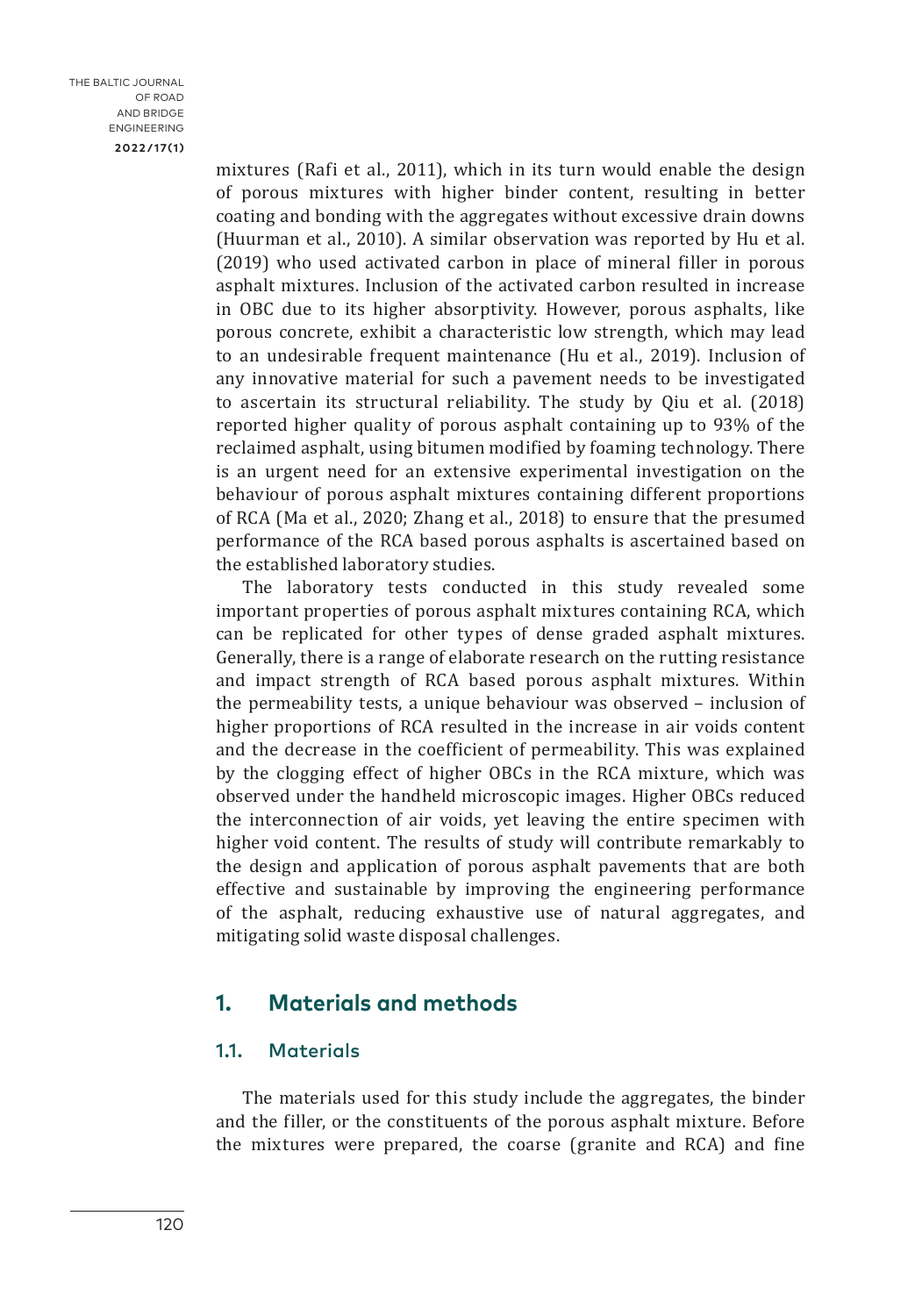mixtures (Rafi et al., 2011), which in its turn would enable the design of porous mixtures with higher binder content, resulting in better coating and bonding with the aggregates without excessive drain downs (Huurman et al., 2010). A similar observation was reported by Hu et al. (2019) who used activated carbon in place of mineral filler in porous asphalt mixtures. Inclusion of the activated carbon resulted in increase in OBC due to its higher absorptivity. However, porous asphalts, like porous concrete, exhibit a characteristic low strength, which may lead to an undesirable frequent maintenance (Hu et al., 2019). Inclusion of any innovative material for such a pavement needs to be investigated to ascertain its structural reliability. The study by Qiu et al. (2018) reported higher quality of porous asphalt containing up to 93% of the reclaimed asphalt, using bitumen modified by foaming technology. There is an urgent need for an extensive experimental investigation on the behaviour of porous asphalt mixtures containing different proportions of RCA (Ma et al., 2020; Zhang et al., 2018) to ensure that the presumed performance of the RCA based porous asphalts is ascertained based on the established laboratory studies.

The laboratory tests conducted in this study revealed some important properties of porous asphalt mixtures containing RCA, which can be replicated for other types of dense graded asphalt mixtures. Generally, there is a range of elaborate research on the rutting resistance and impact strength of RCA based porous asphalt mixtures. Within the permeability tests, a unique behaviour was observed – inclusion of higher proportions of RCA resulted in the increase in air voids content and the decrease in the coefficient of permeability. This was explained by the clogging effect of higher OBCs in the RCA mixture, which was observed under the handheld microscopic images. Higher OBCs reduced the interconnection of air voids, yet leaving the entire specimen with higher void content. The results of study will contribute remarkably to the design and application of porous asphalt pavements that are both effective and sustainable by improving the engineering performance of the asphalt, reducing exhaustive use of natural aggregates, and mitigating solid waste disposal challenges.

## 1. Materials and methods

### 1.1. Materials

The materials used for this study include the aggregates, the binder and the filler, or the constituents of the porous asphalt mixture. Before the mixtures were prepared, the coarse (granite and RCA) and fine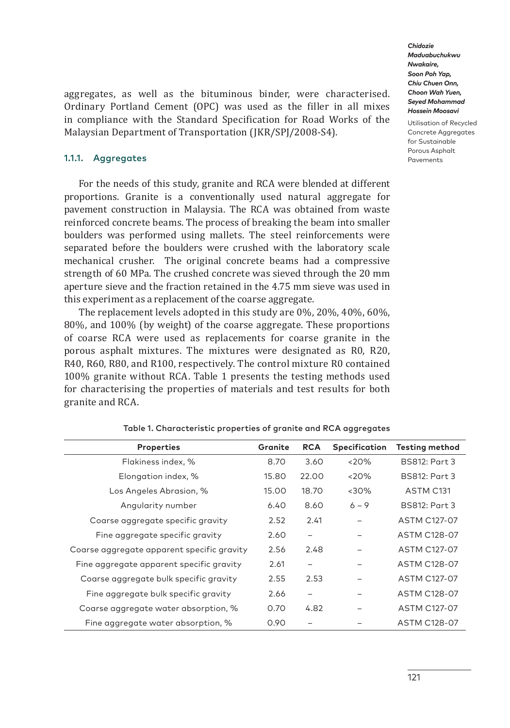aggregates, as well as the bituminous binder, were characterised. Ordinary Portland Cement (OPC) was used as the filler in all mixes in compliance with the Standard Specification for Road Works of the Malaysian Department of Transportation (JKR/SPJ/2008-S4).

#### 1.1.1. Aggregates

For the needs of this study, granite and RCA were blended at different proportions. Granite is a conventionally used natural aggregate for pavement construction in Malaysia. The RCA was obtained from waste reinforced concrete beams. The process of breaking the beam into smaller boulders was performed using mallets. The steel reinforcements were separated before the boulders were crushed with the laboratory scale mechanical crusher. The original concrete beams had a compressive strength of 60 MPa. The crushed concrete was sieved through the 20 mm aperture sieve and the fraction retained in the 4.75 mm sieve was used in this experiment as a replacement of the coarse aggregate.

The replacement levels adopted in this study are 0%, 20%, 40%, 60%, 80%, and 100% (by weight) of the coarse aggregate. These proportions of coarse RCA were used as replacements for coarse granite in the porous asphalt mixtures. The mixtures were designated as R0, R20, R40, R60, R80, and R100, respectively. The control mixture R0 contained 100% granite without RCA. Table 1 presents the testing methods used for characterising the properties of materials and test results for both granite and RCA.

Table 1. Characteristic properties of granite and RCA aggregates

| Properties | Granite | RCA | Specification | Testing method |
|---|---|---|---|---|
| Flakiness index, % | 8.70 | 3.60 | <20% | BS812: Part 3 |
| Elongation index, % | 15.80 | 22.00 | <20% | BS812: Part 3 |
| Los Angeles Abrasion, % | 15.00 | 18.70 | <30% | ASTM C131 |
| Angularity number | 6.40 | 8.60 | 6 – 9 | BS812: Part 3 |
| Coarse aggregate specific gravity | 2.52 | 2.41 | – | ASTM C127-07 |
| Fine aggregate specific gravity | 2.60 | – | – | ASTM C128-07 |
| Coarse aggregate apparent specific gravity | 2.56 | 2.48 | – | ASTM C127-07 |
| Fine aggregate apparent specific gravity | 2.61 | – | – | ASTM C128-07 |
| Coarse aggregate bulk specific gravity | 2.55 | 2.53 | – | ASTM C127-07 |
| Fine aggregate bulk specific gravity | 2.66 | – | – | ASTM C128-07 |
| Coarse aggregate water absorption, % | 0.70 | 4.82 | – | ASTM C127-07 |
| Fine aggregate water absorption, % | 0.90 | – | – | ASTM C128-07 |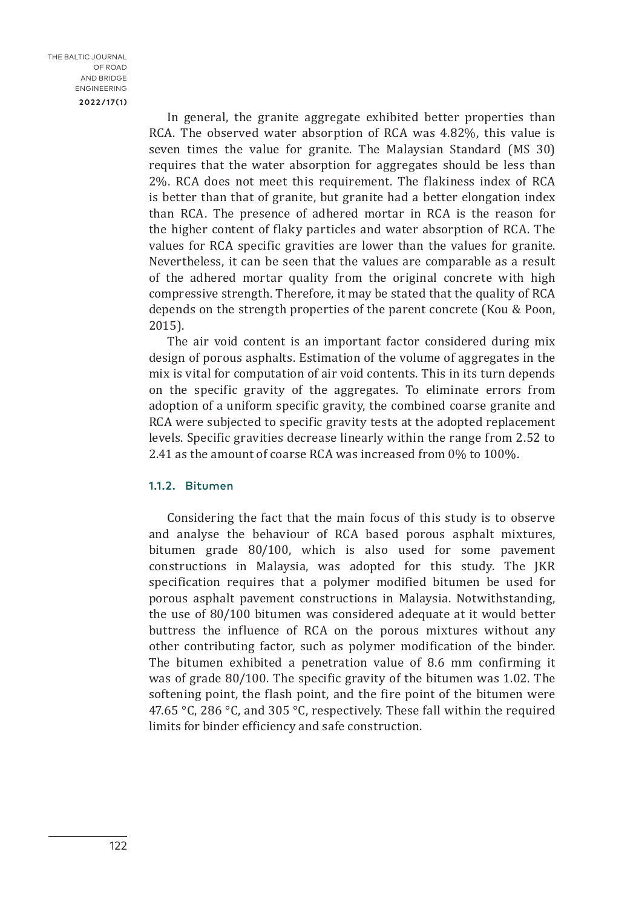In general, the granite aggregate exhibited better properties than RCA. The observed water absorption of RCA was 4.82%, this value is seven times the value for granite. The Malaysian Standard (MS 30) requires that the water absorption for aggregates should be less than 2%. RCA does not meet this requirement. The flakiness index of RCA is better than that of granite, but granite had a better elongation index than RCA. The presence of adhered mortar in RCA is the reason for the higher content of flaky particles and water absorption of RCA. The values for RCA specific gravities are lower than the values for granite. Nevertheless, it can be seen that the values are comparable as a result of the adhered mortar quality from the original concrete with high compressive strength. Therefore, it may be stated that the quality of RCA depends on the strength properties of the parent concrete (Kou & Poon, 2015).

The air void content is an important factor considered during mix design of porous asphalts. Estimation of the volume of aggregates in the mix is vital for computation of air void contents. This in its turn depends on the specific gravity of the aggregates. To eliminate errors from adoption of a uniform specific gravity, the combined coarse granite and RCA were subjected to specific gravity tests at the adopted replacement levels. Specific gravities decrease linearly within the range from 2.52 to 2.41 as the amount of coarse RCA was increased from 0% to 100%.

#### 1.1.2. Bitumen

Considering the fact that the main focus of this study is to observe and analyse the behaviour of RCA based porous asphalt mixtures, bitumen grade 80/100, which is also used for some pavement constructions in Malaysia, was adopted for this study. The JKR specification requires that a polymer modified bitumen be used for porous asphalt pavement constructions in Malaysia. Notwithstanding, the use of 80/100 bitumen was considered adequate at it would better buttress the influence of RCA on the porous mixtures without any other contributing factor, such as polymer modification of the binder. The bitumen exhibited a penetration value of 8.6 mm confirming it was of grade 80/100. The specific gravity of the bitumen was 1.02. The softening point, the flash point, and the fire point of the bitumen were 47.65 °C, 286 °C, and 305 °C, respectively. These fall within the required limits for binder efficiency and safe construction.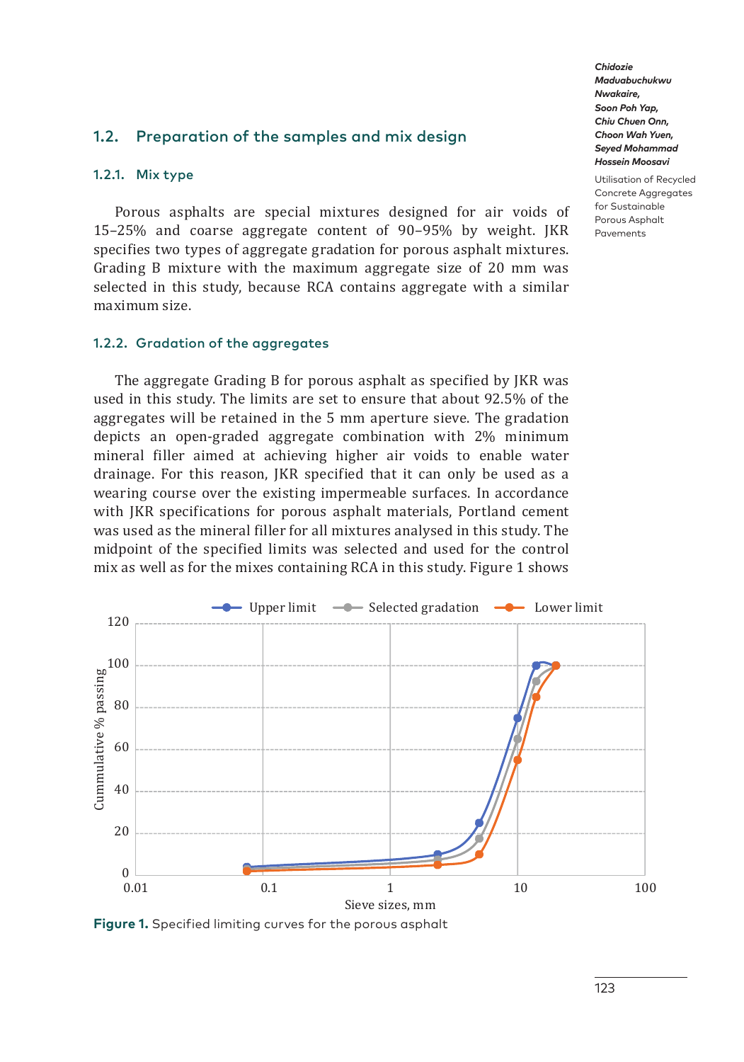## 1.2. Preparation of the samples and mix design

### 1.2.1. Mix type

Porous asphalts are special mixtures designed for air voids of 15–25% and coarse aggregate content of 90–95% by weight. JKR specifies two types of aggregate gradation for porous asphalt mixtures. Grading B mixture with the maximum aggregate size of 20 mm was selected in this study, because RCA contains aggregate with a similar maximum size.

### 1.2.2. Gradation of the aggregates

The aggregate Grading B for porous asphalt as specified by JKR was used in this study. The limits are set to ensure that about 92.5% of the aggregates will be retained in the 5 mm aperture sieve. The gradation depicts an open-graded aggregate combination with 2% minimum mineral filler aimed at achieving higher air voids to enable water drainage. For this reason, JKR specified that it can only be used as a wearing course over the existing impermeable surfaces. In accordance with JKR specifications for porous asphalt materials, Portland cement was used as the mineral filler for all mixtures analysed in this study. The midpoint of the specified limits was selected and used for the control mix as well as for the mixes containing RCA in this study. Figure 1 shows

**Figure 1.** Specified limiting curves for the porous asphalt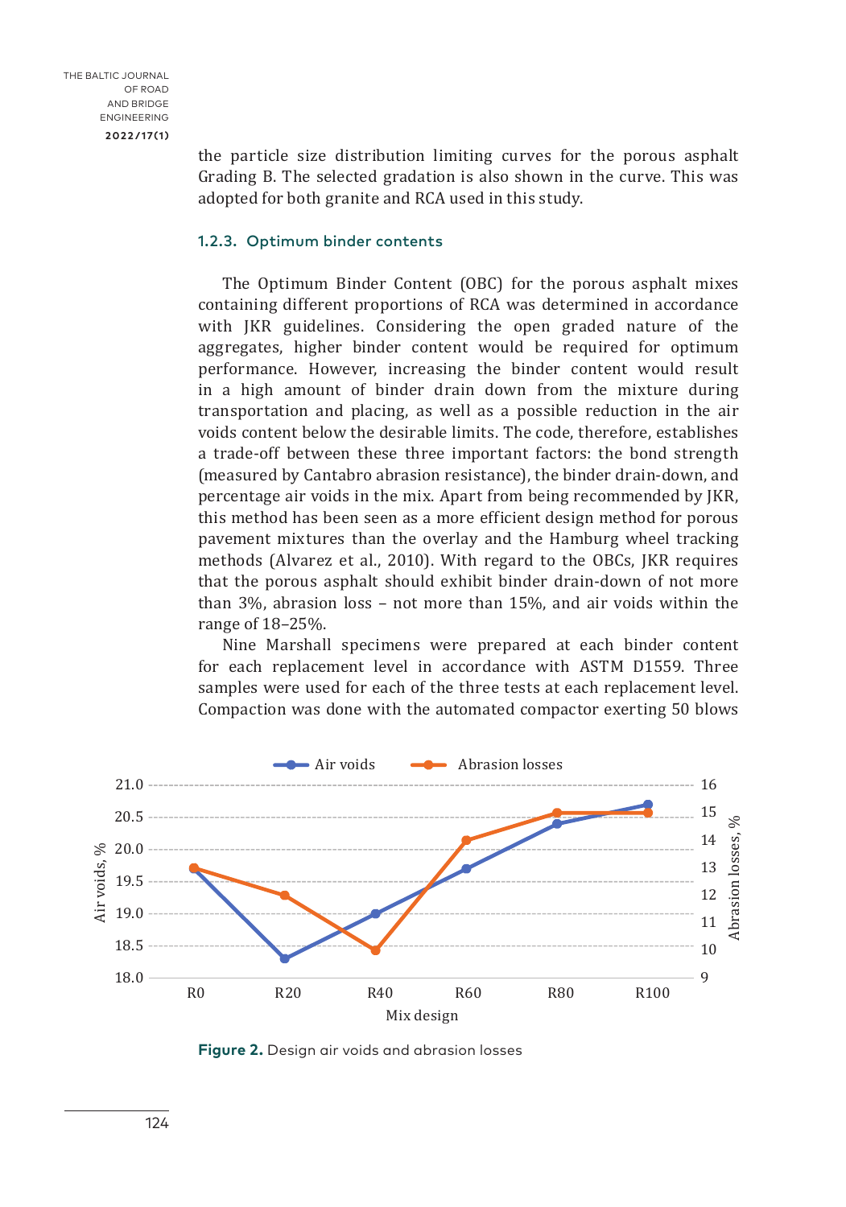the particle size distribution limiting curves for the porous asphalt Grading B. The selected gradation is also shown in the curve. This was adopted for both granite and RCA used in this study.

### 1.2.3. Optimum binder contents

The Optimum Binder Content (OBC) for the porous asphalt mixes containing different proportions of RCA was determined in accordance with JKR guidelines. Considering the open graded nature of the aggregates, higher binder content would be required for optimum performance. However, increasing the binder content would result in a high amount of binder drain down from the mixture during transportation and placing, as well as a possible reduction in the air voids content below the desirable limits. The code, therefore, establishes a trade-off between these three important factors: the bond strength (measured by Cantabro abrasion resistance), the binder drain-down, and percentage air voids in the mix. Apart from being recommended by JKR, this method has been seen as a more efficient design method for porous pavement mixtures than the overlay and the Hamburg wheel tracking methods (Alvarez et al., 2010). With regard to the OBCs, JKR requires that the porous asphalt should exhibit binder drain-down of not more than 3%, abrasion loss – not more than 15%, and air voids within the range of 18–25%.

Nine Marshall specimens were prepared at each binder content for each replacement level in accordance with ASTM D1559. Three samples were used for each of the three tests at each replacement level. Compaction was done with the automated compactor exerting 50 blows

Figure 2. Design air voids and abrasion losses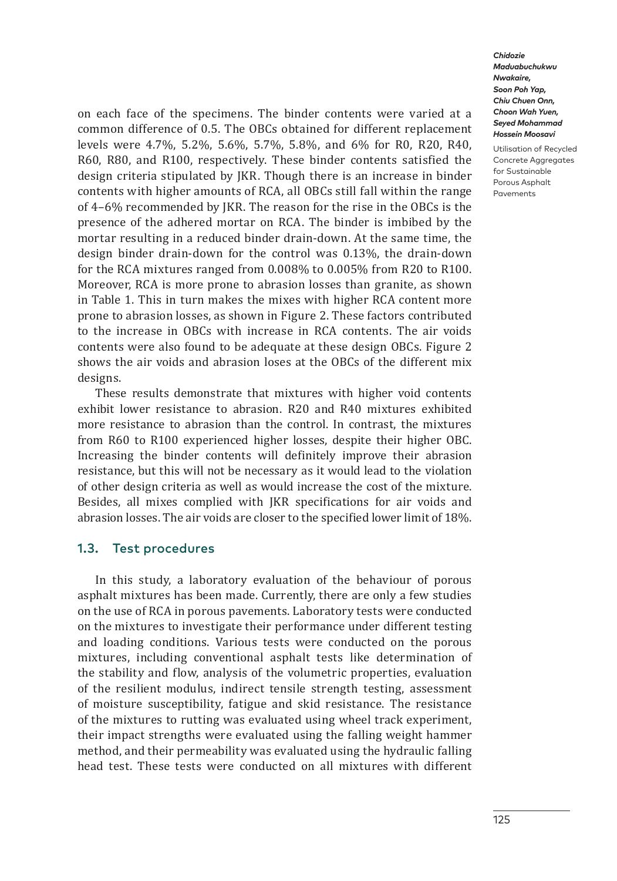on each face of the specimens. The binder contents were varied at a common difference of 0.5. The OBCs obtained for different replacement levels were 4.7%, 5.2%, 5.6%, 5.7%, 5.8%, and 6% for R0, R20, R40, R60, R80, and R100, respectively. These binder contents satisfied the design criteria stipulated by JKR. Though there is an increase in binder contents with higher amounts of RCA, all OBCs still fall within the range of 4–6% recommended by JKR. The reason for the rise in the OBCs is the presence of the adhered mortar on RCA. The binder is imbibed by the mortar resulting in a reduced binder drain-down. At the same time, the design binder drain-down for the control was 0.13%, the drain-down for the RCA mixtures ranged from 0.008% to 0.005% from R20 to R100. Moreover, RCA is more prone to abrasion losses than granite, as shown in Table 1. This in turn makes the mixes with higher RCA content more prone to abrasion losses, as shown in Figure 2. These factors contributed to the increase in OBCs with increase in RCA contents. The air voids contents were also found to be adequate at these design OBCs. Figure 2 shows the air voids and abrasion loses at the OBCs of the different mix designs.

These results demonstrate that mixtures with higher void contents exhibit lower resistance to abrasion. R20 and R40 mixtures exhibited more resistance to abrasion than the control. In contrast, the mixtures from R60 to R100 experienced higher losses, despite their higher OBC. Increasing the binder contents will definitely improve their abrasion resistance, but this will not be necessary as it would lead to the violation of other design criteria as well as would increase the cost of the mixture. Besides, all mixes complied with JKR specifications for air voids and abrasion losses. The air voids are closer to the specified lower limit of 18%.

### 1.3. Test procedures

In this study, a laboratory evaluation of the behaviour of porous asphalt mixtures has been made. Currently, there are only a few studies on the use of RCA in porous pavements. Laboratory tests were conducted on the mixtures to investigate their performance under different testing and loading conditions. Various tests were conducted on the porous mixtures, including conventional asphalt tests like determination of the stability and flow, analysis of the volumetric properties, evaluation of the resilient modulus, indirect tensile strength testing, assessment of moisture susceptibility, fatigue and skid resistance. The resistance of the mixtures to rutting was evaluated using wheel track experiment, their impact strengths were evaluated using the falling weight hammer method, and their permeability was evaluated using the hydraulic falling head test. These tests were conducted on all mixtures with different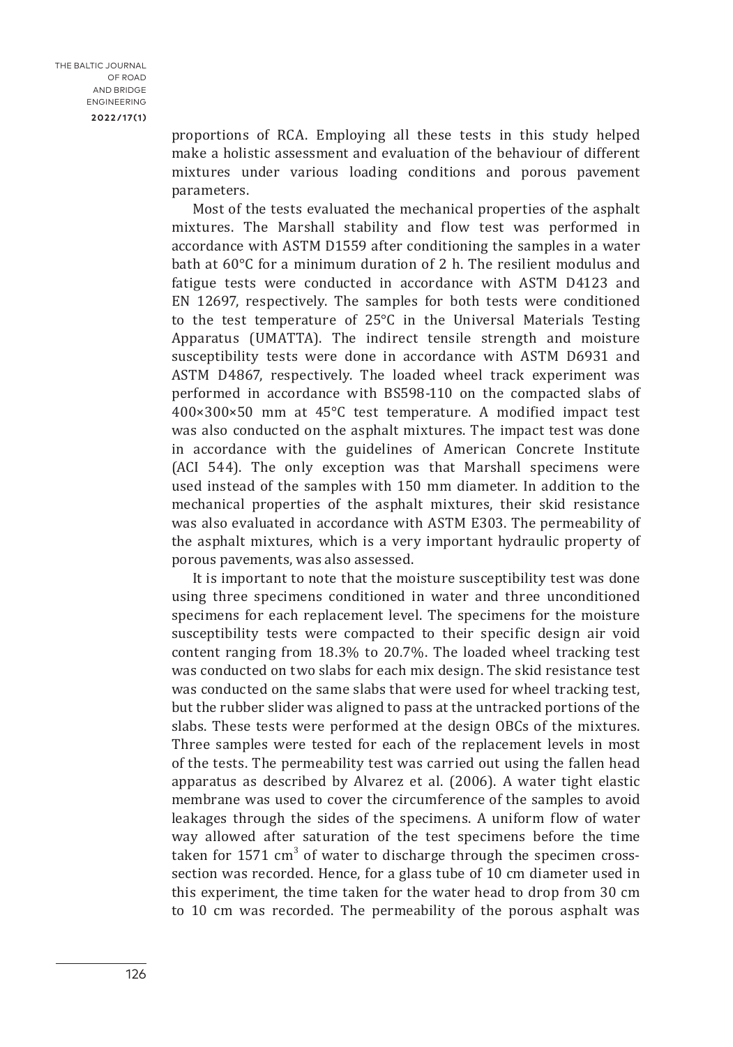proportions of RCA. Employing all these tests in this study helped make a holistic assessment and evaluation of the behaviour of different mixtures under various loading conditions and porous pavement parameters.

Most of the tests evaluated the mechanical properties of the asphalt mixtures. The Marshall stability and flow test was performed in accordance with ASTM D1559 after conditioning the samples in a water bath at 60°C for a minimum duration of 2 h. The resilient modulus and fatigue tests were conducted in accordance with ASTM D4123 and EN 12697, respectively. The samples for both tests were conditioned to the test temperature of 25°C in the Universal Materials Testing Apparatus (UMATTA). The indirect tensile strength and moisture susceptibility tests were done in accordance with ASTM D6931 and ASTM D4867, respectively. The loaded wheel track experiment was performed in accordance with BS598-110 on the compacted slabs of 400×300×50 mm at 45°C test temperature. A modified impact test was also conducted on the asphalt mixtures. The impact test was done in accordance with the guidelines of American Concrete Institute (ACI 544). The only exception was that Marshall specimens were used instead of the samples with 150 mm diameter. In addition to the mechanical properties of the asphalt mixtures, their skid resistance was also evaluated in accordance with ASTM E303. The permeability of the asphalt mixtures, which is a very important hydraulic property of porous pavements, was also assessed.

It is important to note that the moisture susceptibility test was done using three specimens conditioned in water and three unconditioned specimens for each replacement level. The specimens for the moisture susceptibility tests were compacted to their specific design air void content ranging from 18.3% to 20.7%. The loaded wheel tracking test was conducted on two slabs for each mix design. The skid resistance test was conducted on the same slabs that were used for wheel tracking test, but the rubber slider was aligned to pass at the untracked portions of the slabs. These tests were performed at the design OBCs of the mixtures. Three samples were tested for each of the replacement levels in most of the tests. The permeability test was carried out using the fallen head apparatus as described by Alvarez et al. (2006). A water tight elastic membrane was used to cover the circumference of the samples to avoid leakages through the sides of the specimens. A uniform flow of water way allowed after saturation of the test specimens before the time taken for 1571 cm$^3$ of water to discharge through the specimen cross-section was recorded. Hence, for a glass tube of 10 cm diameter used in this experiment, the time taken for the water head to drop from 30 cm to 10 cm was recorded. The permeability of the porous asphalt was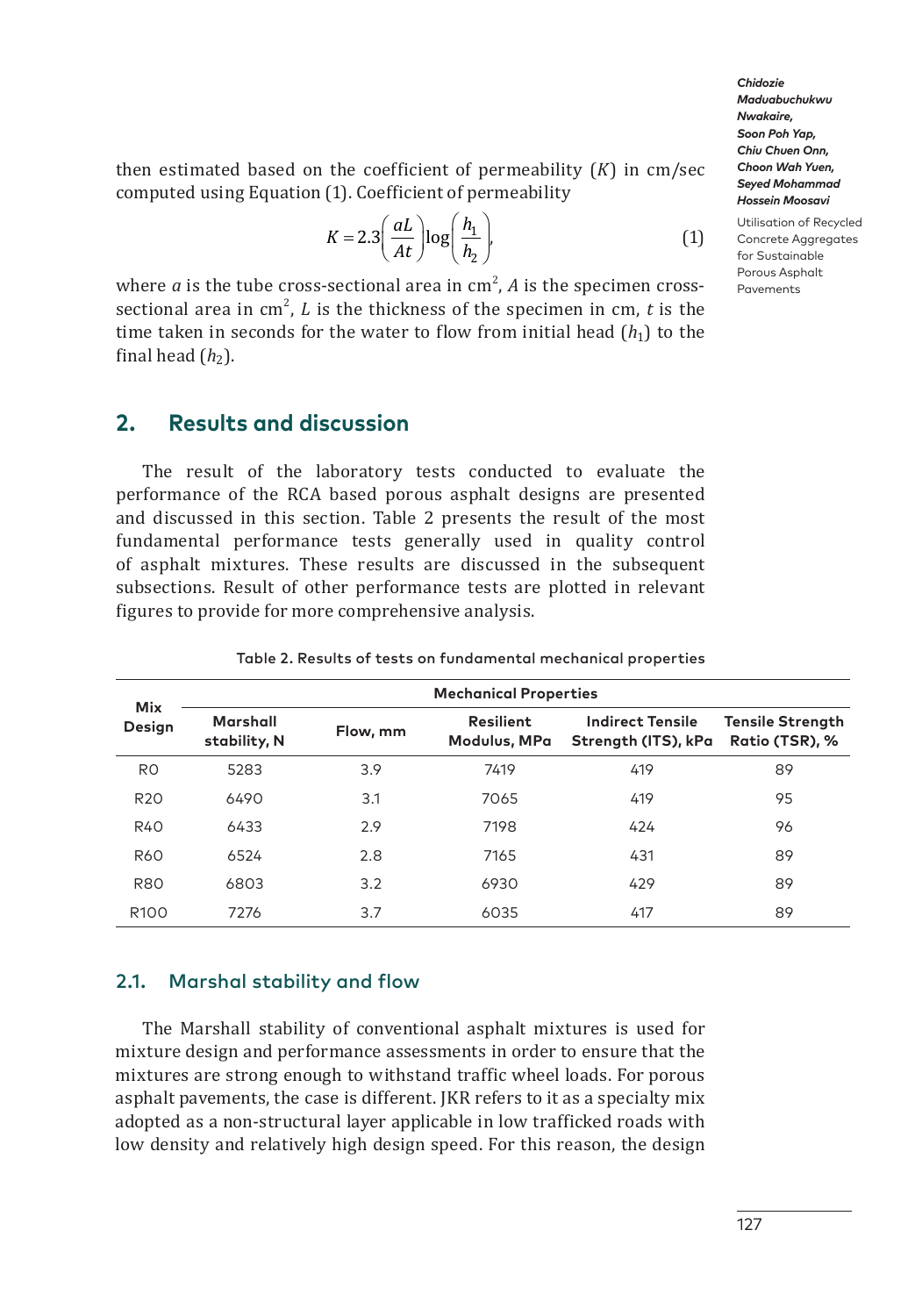then estimated based on the coefficient of permeability ($K$) in cm/sec computed using Equation (1). Coefficient of permeability

$$K = 2.3\left(\frac{aL}{At}\right)\log\left(\frac{h_1}{h_2}\right), \tag{1}$$

where $a$ is the tube cross-sectional area in cm$^2$, $A$ is the specimen cross-sectional area in cm$^2$, $L$ is the thickness of the specimen in cm, $t$ is the time taken in seconds for the water to flow from initial head ($h_1$) to the final head ($h_2$).

## 2. Results and discussion

The result of the laboratory tests conducted to evaluate the performance of the RCA based porous asphalt designs are presented and discussed in this section. Table 2 presents the result of the most fundamental performance tests generally used in quality control of asphalt mixtures. These results are discussed in the subsequent subsections. Result of other performance tests are plotted in relevant figures to provide for more comprehensive analysis.

Table 2. Results of tests on fundamental mechanical properties

| Mix Design | Mechanical Properties | | | | |
|---|---|---|---|---|---|
| | Marshall stability, N | Flow, mm | Resilient Modulus, MPa | Indirect Tensile Strength (ITS), kPa | Tensile Strength Ratio (TSR), % |
| R0 | 5283 | 3.9 | 7419 | 419 | 89 |
| R20 | 6490 | 3.1 | 7065 | 419 | 95 |
| R40 | 6433 | 2.9 | 7198 | 424 | 96 |
| R60 | 6524 | 2.8 | 7165 | 431 | 89 |
| R80 | 6803 | 3.2 | 6930 | 429 | 89 |
| R100 | 7276 | 3.7 | 6035 | 417 | 89 |

### 2.1. Marshal stability and flow

The Marshall stability of conventional asphalt mixtures is used for mixture design and performance assessments in order to ensure that the mixtures are strong enough to withstand traffic wheel loads. For porous asphalt pavements, the case is different. JKR refers to it as a specialty mix adopted as a non-structural layer applicable in low trafficked roads with low density and relatively high design speed. For this reason, the design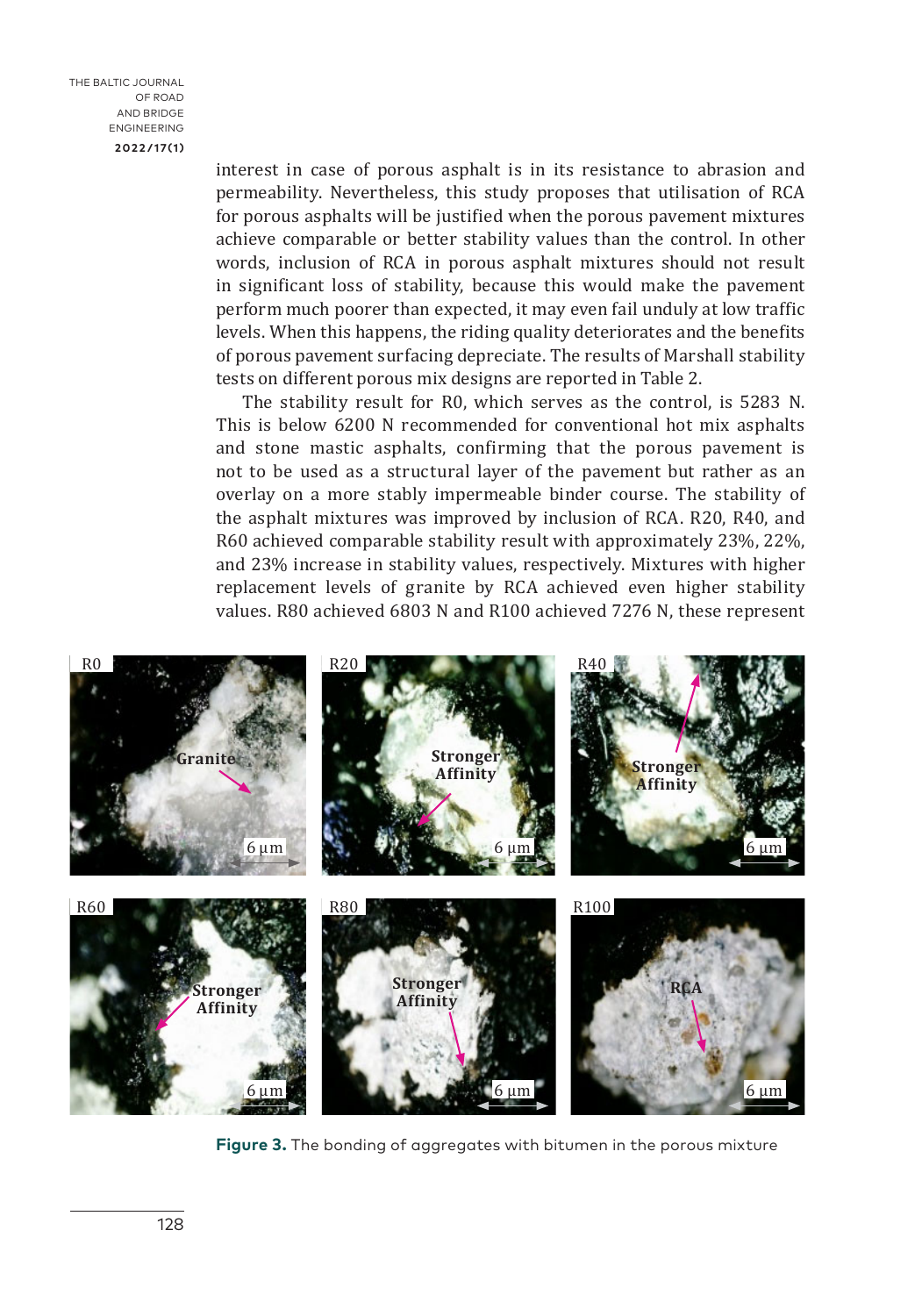interest in case of porous asphalt is in its resistance to abrasion and permeability. Nevertheless, this study proposes that utilisation of RCA for porous asphalts will be justified when the porous pavement mixtures achieve comparable or better stability values than the control. In other words, inclusion of RCA in porous asphalt mixtures should not result in significant loss of stability, because this would make the pavement perform much poorer than expected, it may even fail unduly at low traffic levels. When this happens, the riding quality deteriorates and the benefits of porous pavement surfacing depreciate. The results of Marshall stability tests on different porous mix designs are reported in Table 2.

The stability result for R0, which serves as the control, is 5283 N. This is below 6200 N recommended for conventional hot mix asphalts and stone mastic asphalts, confirming that the porous pavement is not to be used as a structural layer of the pavement but rather as an overlay on a more stably impermeable binder course. The stability of the asphalt mixtures was improved by inclusion of RCA. R20, R40, and R60 achieved comparable stability result with approximately 23%, 22%, and 23% increase in stability values, respectively. Mixtures with higher replacement levels of granite by RCA achieved even higher stability values. R80 achieved 6803 N and R100 achieved 7276 N, these represent

**Figure 3.** The bonding of aggregates with bitumen in the porous mixture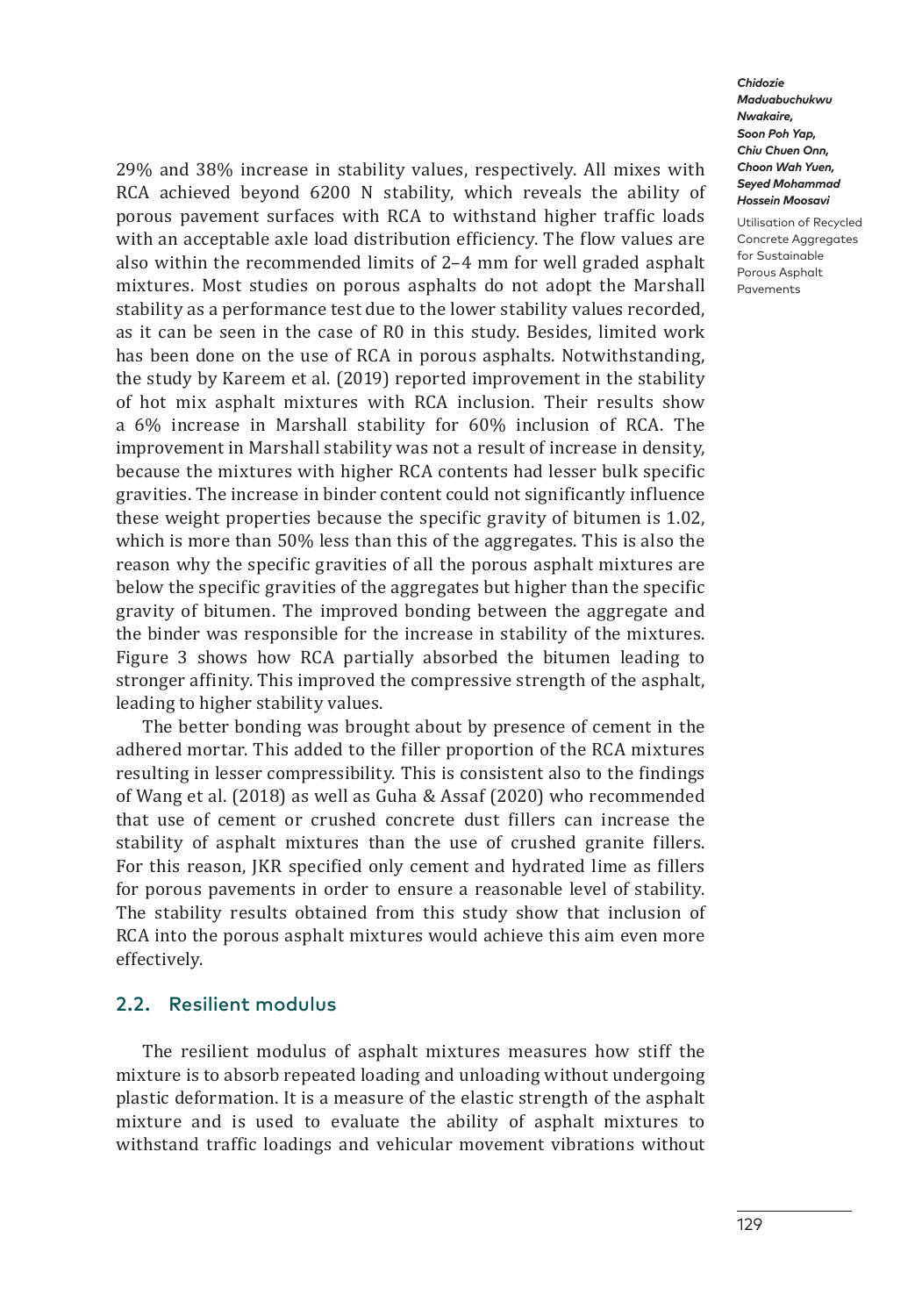29% and 38% increase in stability values, respectively. All mixes with RCA achieved beyond 6200 N stability, which reveals the ability of porous pavement surfaces with RCA to withstand higher traffic loads with an acceptable axle load distribution efficiency. The flow values are also within the recommended limits of 2–4 mm for well graded asphalt mixtures. Most studies on porous asphalts do not adopt the Marshall stability as a performance test due to the lower stability values recorded, as it can be seen in the case of R0 in this study. Besides, limited work has been done on the use of RCA in porous asphalts. Notwithstanding, the study by Kareem et al. (2019) reported improvement in the stability of hot mix asphalt mixtures with RCA inclusion. Their results show a 6% increase in Marshall stability for 60% inclusion of RCA. The improvement in Marshall stability was not a result of increase in density, because the mixtures with higher RCA contents had lesser bulk specific gravities. The increase in binder content could not significantly influence these weight properties because the specific gravity of bitumen is 1.02, which is more than 50% less than this of the aggregates. This is also the reason why the specific gravities of all the porous asphalt mixtures are below the specific gravities of the aggregates but higher than the specific gravity of bitumen. The improved bonding between the aggregate and the binder was responsible for the increase in stability of the mixtures. Figure 3 shows how RCA partially absorbed the bitumen leading to stronger affinity. This improved the compressive strength of the asphalt, leading to higher stability values.

The better bonding was brought about by presence of cement in the adhered mortar. This added to the filler proportion of the RCA mixtures resulting in lesser compressibility. This is consistent also to the findings of Wang et al. (2018) as well as Guha & Assaf (2020) who recommended that use of cement or crushed concrete dust fillers can increase the stability of asphalt mixtures than the use of crushed granite fillers. For this reason, JKR specified only cement and hydrated lime as fillers for porous pavements in order to ensure a reasonable level of stability. The stability results obtained from this study show that inclusion of RCA into the porous asphalt mixtures would achieve this aim even more effectively.

## 2.2. Resilient modulus

The resilient modulus of asphalt mixtures measures how stiff the mixture is to absorb repeated loading and unloading without undergoing plastic deformation. It is a measure of the elastic strength of the asphalt mixture and is used to evaluate the ability of asphalt mixtures to withstand traffic loadings and vehicular movement vibrations without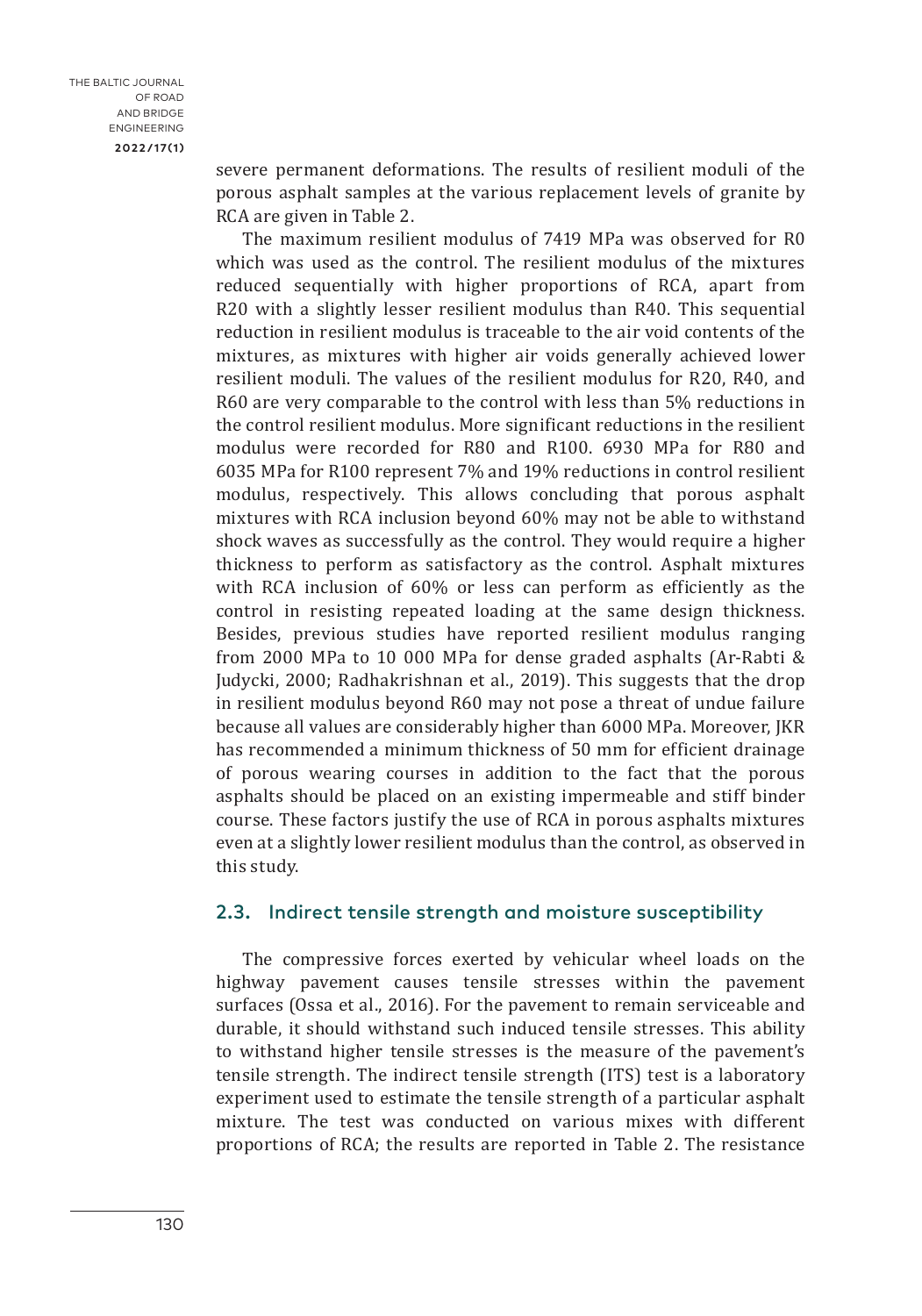severe permanent deformations. The results of resilient moduli of the porous asphalt samples at the various replacement levels of granite by RCA are given in Table 2.

The maximum resilient modulus of 7419 MPa was observed for R0 which was used as the control. The resilient modulus of the mixtures reduced sequentially with higher proportions of RCA, apart from R20 with a slightly lesser resilient modulus than R40. This sequential reduction in resilient modulus is traceable to the air void contents of the mixtures, as mixtures with higher air voids generally achieved lower resilient moduli. The values of the resilient modulus for R20, R40, and R60 are very comparable to the control with less than 5% reductions in the control resilient modulus. More significant reductions in the resilient modulus were recorded for R80 and R100. 6930 MPa for R80 and 6035 MPa for R100 represent 7% and 19% reductions in control resilient modulus, respectively. This allows concluding that porous asphalt mixtures with RCA inclusion beyond 60% may not be able to withstand shock waves as successfully as the control. They would require a higher thickness to perform as satisfactory as the control. Asphalt mixtures with RCA inclusion of 60% or less can perform as efficiently as the control in resisting repeated loading at the same design thickness. Besides, previous studies have reported resilient modulus ranging from 2000 MPa to 10 000 MPa for dense graded asphalts (Ar-Rabti & Judycki, 2000; Radhakrishnan et al., 2019). This suggests that the drop in resilient modulus beyond R60 may not pose a threat of undue failure because all values are considerably higher than 6000 MPa. Moreover, JKR has recommended a minimum thickness of 50 mm for efficient drainage of porous wearing courses in addition to the fact that the porous asphalts should be placed on an existing impermeable and stiff binder course. These factors justify the use of RCA in porous asphalts mixtures even at a slightly lower resilient modulus than the control, as observed in this study.

### 2.3. Indirect tensile strength and moisture susceptibility

The compressive forces exerted by vehicular wheel loads on the highway pavement causes tensile stresses within the pavement surfaces (Ossa et al., 2016). For the pavement to remain serviceable and durable, it should withstand such induced tensile stresses. This ability to withstand higher tensile stresses is the measure of the pavement's tensile strength. The indirect tensile strength (ITS) test is a laboratory experiment used to estimate the tensile strength of a particular asphalt mixture. The test was conducted on various mixes with different proportions of RCA; the results are reported in Table 2. The resistance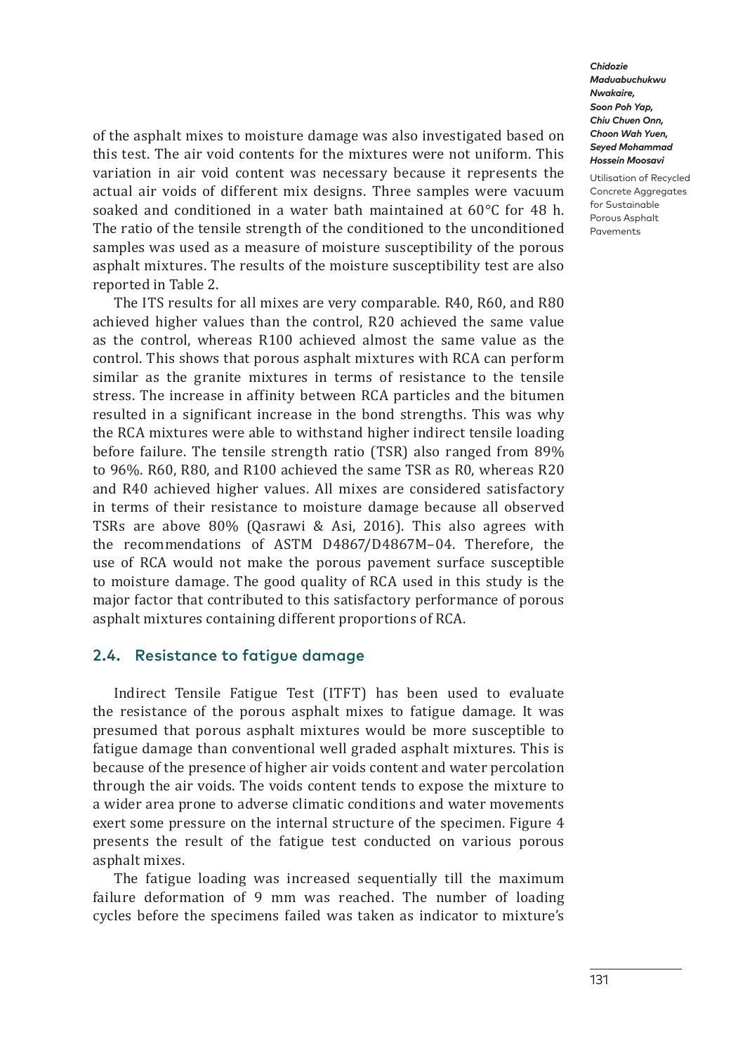of the asphalt mixes to moisture damage was also investigated based on this test. The air void contents for the mixtures were not uniform. This variation in air void content was necessary because it represents the actual air voids of different mix designs. Three samples were vacuum soaked and conditioned in a water bath maintained at 60°C for 48 h. The ratio of the tensile strength of the conditioned to the unconditioned samples was used as a measure of moisture susceptibility of the porous asphalt mixtures. The results of the moisture susceptibility test are also reported in Table 2.

The ITS results for all mixes are very comparable. R40, R60, and R80 achieved higher values than the control, R20 achieved the same value as the control, whereas R100 achieved almost the same value as the control. This shows that porous asphalt mixtures with RCA can perform similar as the granite mixtures in terms of resistance to the tensile stress. The increase in affinity between RCA particles and the bitumen resulted in a significant increase in the bond strengths. This was why the RCA mixtures were able to withstand higher indirect tensile loading before failure. The tensile strength ratio (TSR) also ranged from 89% to 96%. R60, R80, and R100 achieved the same TSR as R0, whereas R20 and R40 achieved higher values. All mixes are considered satisfactory in terms of their resistance to moisture damage because all observed TSRs are above 80% (Qasrawi & Asi, 2016). This also agrees with the recommendations of ASTM D4867/D4867M–04. Therefore, the use of RCA would not make the porous pavement surface susceptible to moisture damage. The good quality of RCA used in this study is the major factor that contributed to this satisfactory performance of porous asphalt mixtures containing different proportions of RCA.

## 2.4. Resistance to fatigue damage

Indirect Tensile Fatigue Test (ITFT) has been used to evaluate the resistance of the porous asphalt mixes to fatigue damage. It was presumed that porous asphalt mixtures would be more susceptible to fatigue damage than conventional well graded asphalt mixtures. This is because of the presence of higher air voids content and water percolation through the air voids. The voids content tends to expose the mixture to a wider area prone to adverse climatic conditions and water movements exert some pressure on the internal structure of the specimen. Figure 4 presents the result of the fatigue test conducted on various porous asphalt mixes.

The fatigue loading was increased sequentially till the maximum failure deformation of 9 mm was reached. The number of loading cycles before the specimens failed was taken as indicator to mixture's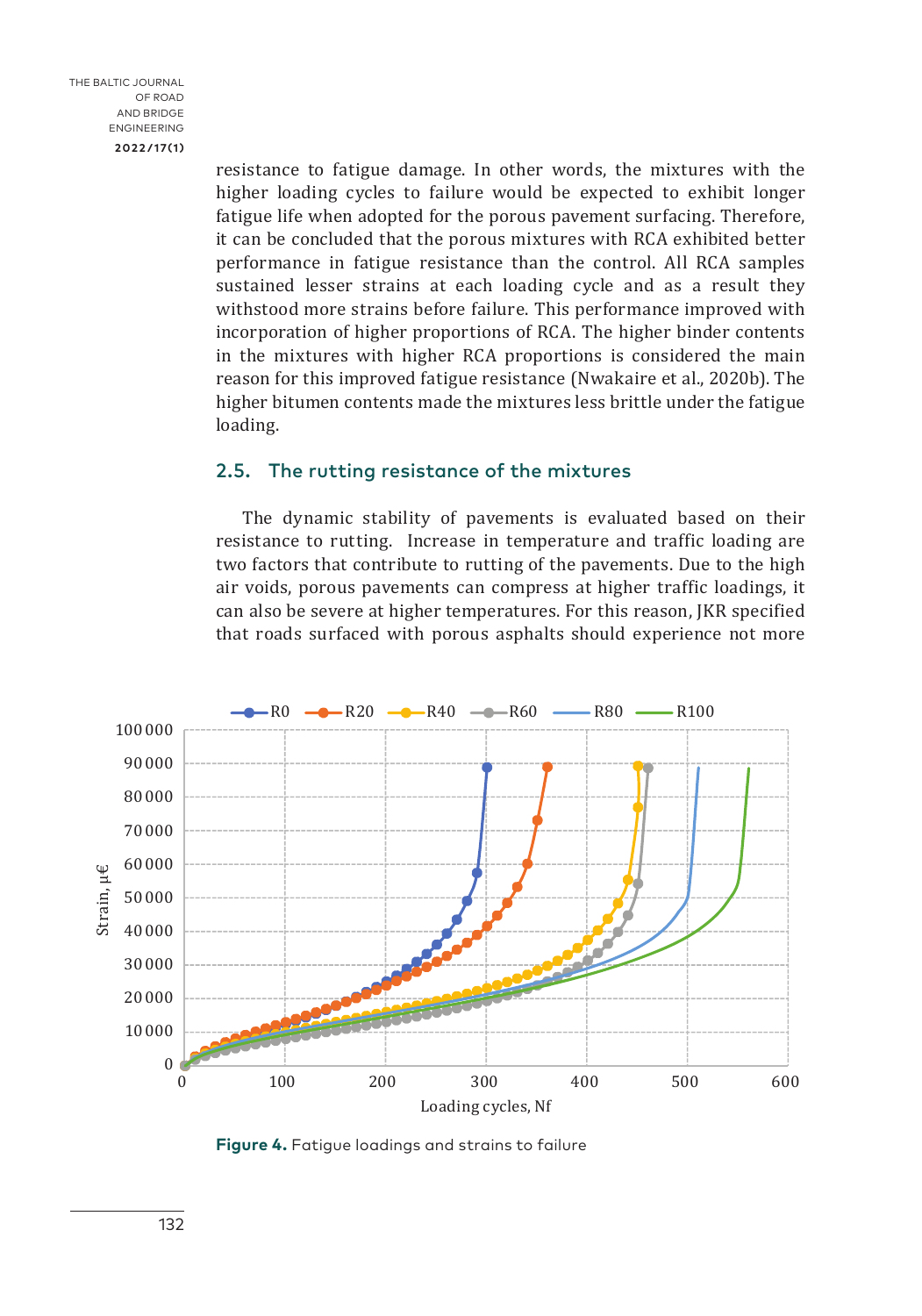resistance to fatigue damage. In other words, the mixtures with the higher loading cycles to failure would be expected to exhibit longer fatigue life when adopted for the porous pavement surfacing. Therefore, it can be concluded that the porous mixtures with RCA exhibited better performance in fatigue resistance than the control. All RCA samples sustained lesser strains at each loading cycle and as a result they withstood more strains before failure. This performance improved with incorporation of higher proportions of RCA. The higher binder contents in the mixtures with higher RCA proportions is considered the main reason for this improved fatigue resistance (Nwakaire et al., 2020b). The higher bitumen contents made the mixtures less brittle under the fatigue loading.

## 2.5. The rutting resistance of the mixtures

The dynamic stability of pavements is evaluated based on their resistance to rutting. Increase in temperature and traffic loading are two factors that contribute to rutting of the pavements. Due to the high air voids, porous pavements can compress at higher traffic loadings, it can also be severe at higher temperatures. For this reason, JKR specified that roads surfaced with porous asphalts should experience not more

**Figure 4.** Fatigue loadings and strains to failure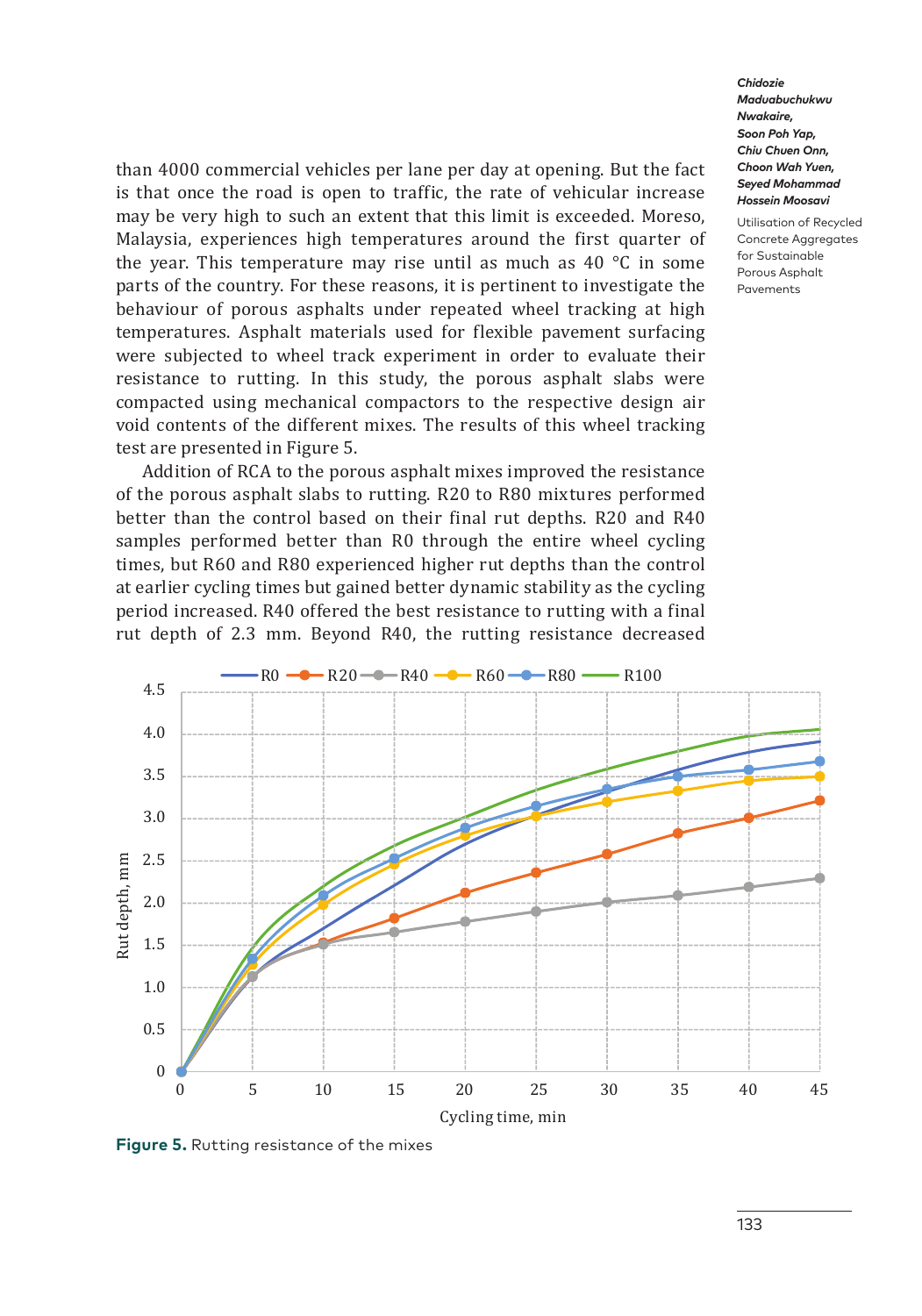than 4000 commercial vehicles per lane per day at opening. But the fact is that once the road is open to traffic, the rate of vehicular increase may be very high to such an extent that this limit is exceeded. Moreso, Malaysia, experiences high temperatures around the first quarter of the year. This temperature may rise until as much as 40 °C in some parts of the country. For these reasons, it is pertinent to investigate the behaviour of porous asphalts under repeated wheel tracking at high temperatures. Asphalt materials used for flexible pavement surfacing were subjected to wheel track experiment in order to evaluate their resistance to rutting. In this study, the porous asphalt slabs were compacted using mechanical compactors to the respective design air void contents of the different mixes. The results of this wheel tracking test are presented in Figure 5.

Addition of RCA to the porous asphalt mixes improved the resistance of the porous asphalt slabs to rutting. R20 to R80 mixtures performed better than the control based on their final rut depths. R20 and R40 samples performed better than R0 through the entire wheel cycling times, but R60 and R80 experienced higher rut depths than the control at earlier cycling times but gained better dynamic stability as the cycling period increased. R40 offered the best resistance to rutting with a final rut depth of 2.3 mm. Beyond R40, the rutting resistance decreased

**Figure 5.** Rutting resistance of the mixes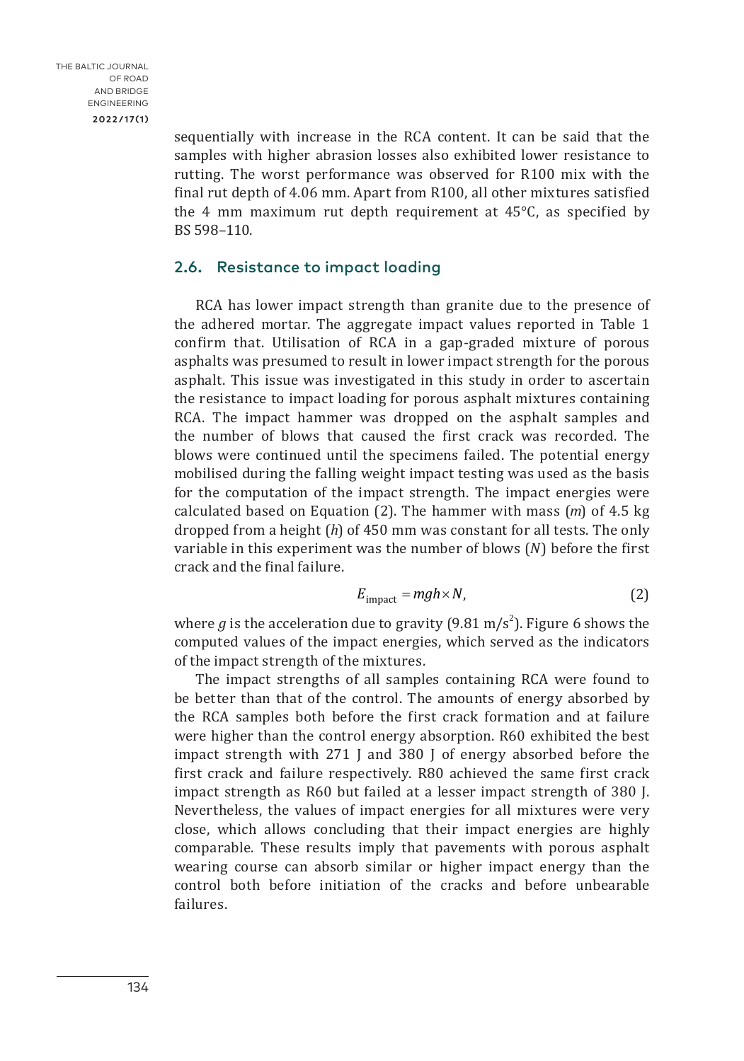sequentially with increase in the RCA content. It can be said that the samples with higher abrasion losses also exhibited lower resistance to rutting. The worst performance was observed for R100 mix with the final rut depth of 4.06 mm. Apart from R100, all other mixtures satisfied the 4 mm maximum rut depth requirement at 45°C, as specified by BS 598–110.

## 2.6. Resistance to impact loading

RCA has lower impact strength than granite due to the presence of the adhered mortar. The aggregate impact values reported in Table 1 confirm that. Utilisation of RCA in a gap-graded mixture of porous asphalts was presumed to result in lower impact strength for the porous asphalt. This issue was investigated in this study in order to ascertain the resistance to impact loading for porous asphalt mixtures containing RCA. The impact hammer was dropped on the asphalt samples and the number of blows that caused the first crack was recorded. The blows were continued until the specimens failed. The potential energy mobilised during the falling weight impact testing was used as the basis for the computation of the impact strength. The impact energies were calculated based on Equation (2). The hammer with mass ($m$) of 4.5 kg dropped from a height ($h$) of 450 mm was constant for all tests. The only variable in this experiment was the number of blows ($N$) before the first crack and the final failure.

$$E_{\text{impact}} = mgh \times N, \tag{2}$$

where $g$ is the acceleration due to gravity (9.81 m/s$^2$). Figure 6 shows the computed values of the impact energies, which served as the indicators of the impact strength of the mixtures.

The impact strengths of all samples containing RCA were found to be better than that of the control. The amounts of energy absorbed by the RCA samples both before the first crack formation and at failure were higher than the control energy absorption. R60 exhibited the best impact strength with 271 J and 380 J of energy absorbed before the first crack and failure respectively. R80 achieved the same first crack impact strength as R60 but failed at a lesser impact strength of 380 J. Nevertheless, the values of impact energies for all mixtures were very close, which allows concluding that their impact energies are highly comparable. These results imply that pavements with porous asphalt wearing course can absorb similar or higher impact energy than the control both before initiation of the cracks and before unbearable failures.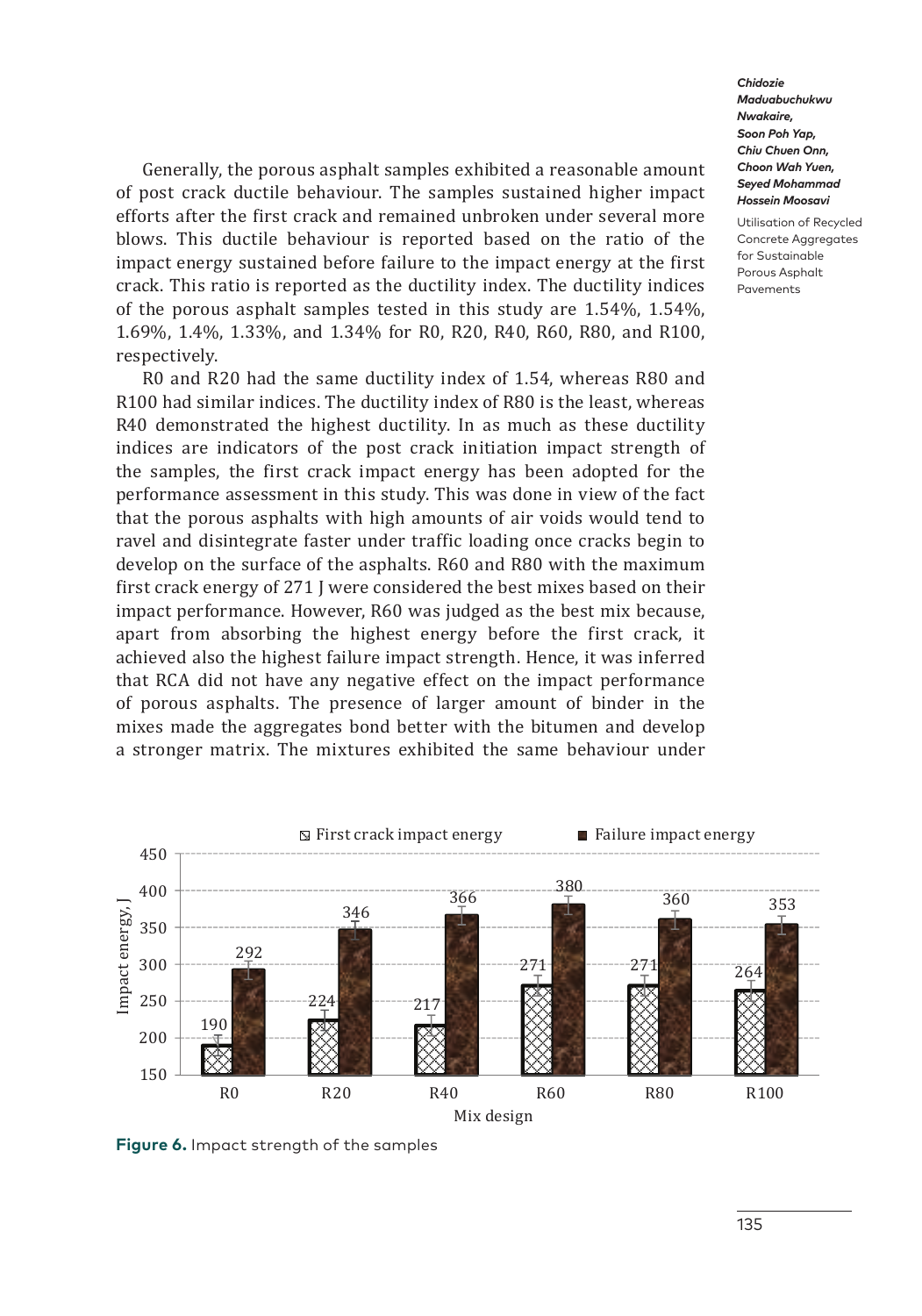Generally, the porous asphalt samples exhibited a reasonable amount of post crack ductile behaviour. The samples sustained higher impact efforts after the first crack and remained unbroken under several more blows. This ductile behaviour is reported based on the ratio of the impact energy sustained before failure to the impact energy at the first crack. This ratio is reported as the ductility index. The ductility indices of the porous asphalt samples tested in this study are 1.54%, 1.54%, 1.69%, 1.4%, 1.33%, and 1.34% for R0, R20, R40, R60, R80, and R100, respectively.

R0 and R20 had the same ductility index of 1.54, whereas R80 and R100 had similar indices. The ductility index of R80 is the least, whereas R40 demonstrated the highest ductility. In as much as these ductility indices are indicators of the post crack initiation impact strength of the samples, the first crack impact energy has been adopted for the performance assessment in this study. This was done in view of the fact that the porous asphalts with high amounts of air voids would tend to ravel and disintegrate faster under traffic loading once cracks begin to develop on the surface of the asphalts. R60 and R80 with the maximum first crack energy of 271 J were considered the best mixes based on their impact performance. However, R60 was judged as the best mix because, apart from absorbing the highest energy before the first crack, it achieved also the highest failure impact strength. Hence, it was inferred that RCA did not have any negative effect on the impact performance of porous asphalts. The presence of larger amount of binder in the mixes made the aggregates bond better with the bitumen and develop a stronger matrix. The mixtures exhibited the same behaviour under

| Mix design | First crack impact energy (J) | Failure impact energy (J) |
|---|---|---|
| R0 | 190 | 292 |
| R20 | 224 | 346 |
| R40 | 217 | 366 |
| R60 | 271 | 380 |
| R80 | 271 | 360 |
| R100 | 264 | 353 |

**Figure 6.** Impact strength of the samples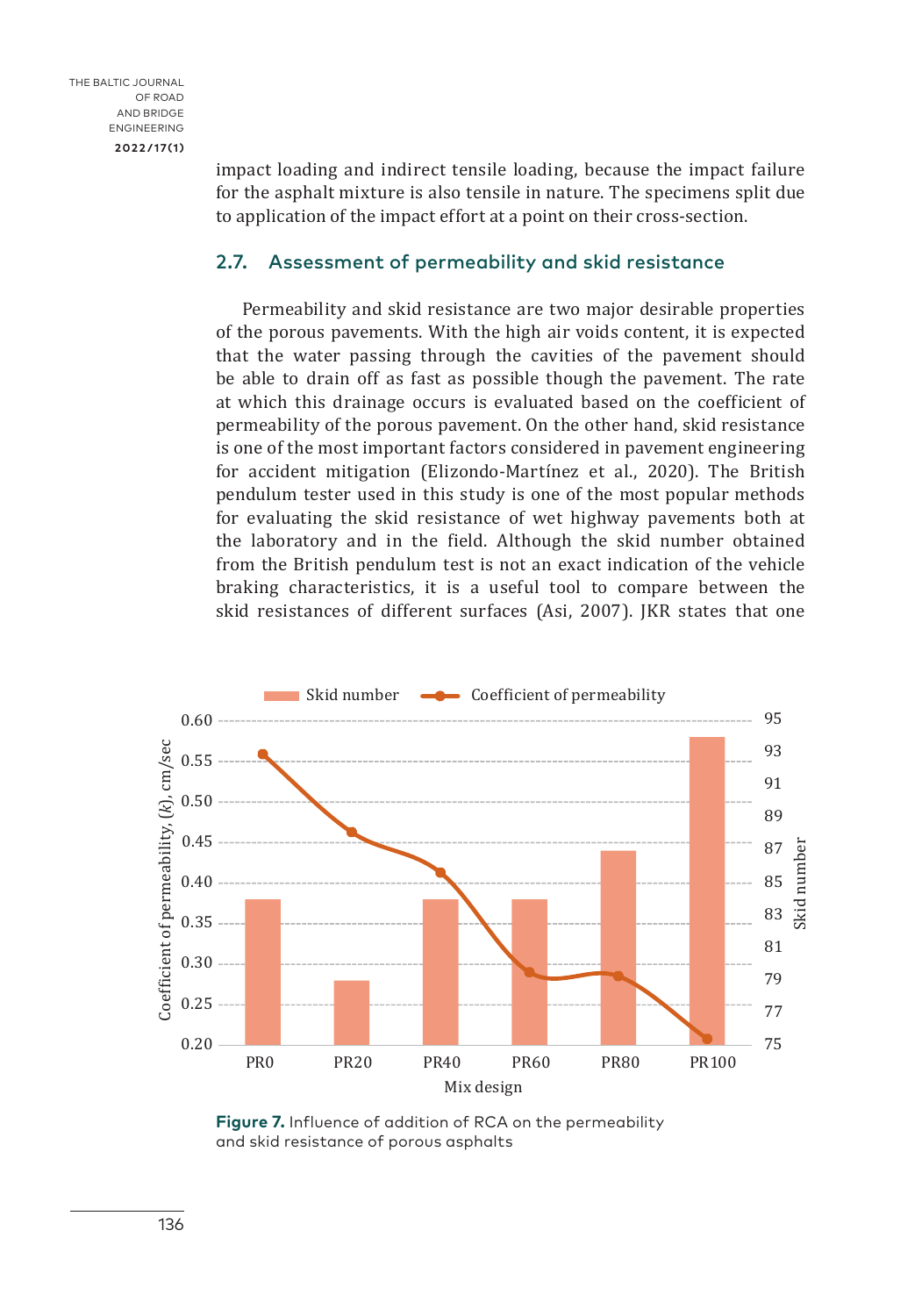impact loading and indirect tensile loading, because the impact failure for the asphalt mixture is also tensile in nature. The specimens split due to application of the impact effort at a point on their cross-section.

## 2.7. Assessment of permeability and skid resistance

Permeability and skid resistance are two major desirable properties of the porous pavements. With the high air voids content, it is expected that the water passing through the cavities of the pavement should be able to drain off as fast as possible though the pavement. The rate at which this drainage occurs is evaluated based on the coefficient of permeability of the porous pavement. On the other hand, skid resistance is one of the most important factors considered in pavement engineering for accident mitigation (Elizondo-Martínez et al., 2020). The British pendulum tester used in this study is one of the most popular methods for evaluating the skid resistance of wet highway pavements both at the laboratory and in the field. Although the skid number obtained from the British pendulum test is not an exact indication of the vehicle braking characteristics, it is a useful tool to compare between the skid resistances of different surfaces (Asi, 2007). JKR states that one

**Figure 7.** Influence of addition of RCA on the permeability and skid resistance of porous asphalts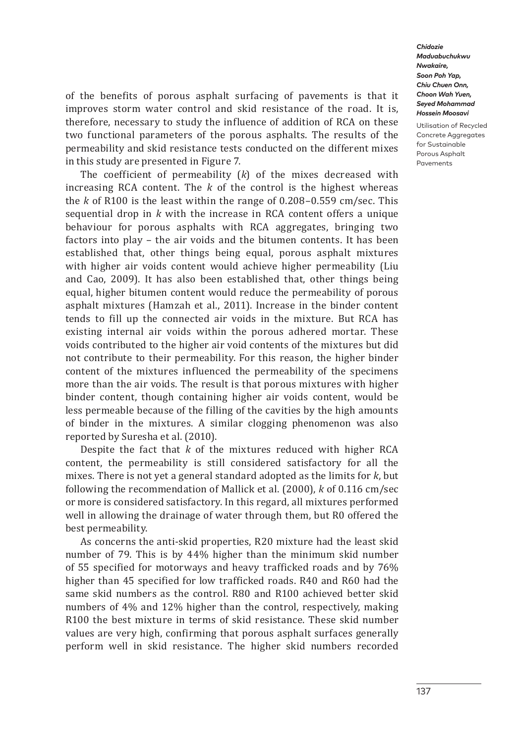of the benefits of porous asphalt surfacing of pavements is that it improves storm water control and skid resistance of the road. It is, therefore, necessary to study the influence of addition of RCA on these two functional parameters of the porous asphalts. The results of the permeability and skid resistance tests conducted on the different mixes in this study are presented in Figure 7.

The coefficient of permeability ($k$) of the mixes decreased with increasing RCA content. The $k$ of the control is the highest whereas the $k$ of R100 is the least within the range of 0.208–0.559 cm/sec. This sequential drop in $k$ with the increase in RCA content offers a unique behaviour for porous asphalts with RCA aggregates, bringing two factors into play – the air voids and the bitumen contents. It has been established that, other things being equal, porous asphalt mixtures with higher air voids content would achieve higher permeability (Liu and Cao, 2009). It has also been established that, other things being equal, higher bitumen content would reduce the permeability of porous asphalt mixtures (Hamzah et al., 2011). Increase in the binder content tends to fill up the connected air voids in the mixture. But RCA has existing internal air voids within the porous adhered mortar. These voids contributed to the higher air void contents of the mixtures but did not contribute to their permeability. For this reason, the higher binder content of the mixtures influenced the permeability of the specimens more than the air voids. The result is that porous mixtures with higher binder content, though containing higher air voids content, would be less permeable because of the filling of the cavities by the high amounts of binder in the mixtures. A similar clogging phenomenon was also reported by Suresha et al. (2010).

Despite the fact that $k$ of the mixtures reduced with higher RCA content, the permeability is still considered satisfactory for all the mixes. There is not yet a general standard adopted as the limits for $k$, but following the recommendation of Mallick et al. (2000), $k$ of 0.116 cm/sec or more is considered satisfactory. In this regard, all mixtures performed well in allowing the drainage of water through them, but R0 offered the best permeability.

As concerns the anti-skid properties, R20 mixture had the least skid number of 79. This is by 44% higher than the minimum skid number of 55 specified for motorways and heavy trafficked roads and by 76% higher than 45 specified for low trafficked roads. R40 and R60 had the same skid numbers as the control. R80 and R100 achieved better skid numbers of 4% and 12% higher than the control, respectively, making R100 the best mixture in terms of skid resistance. These skid number values are very high, confirming that porous asphalt surfaces generally perform well in skid resistance. The higher skid numbers recorded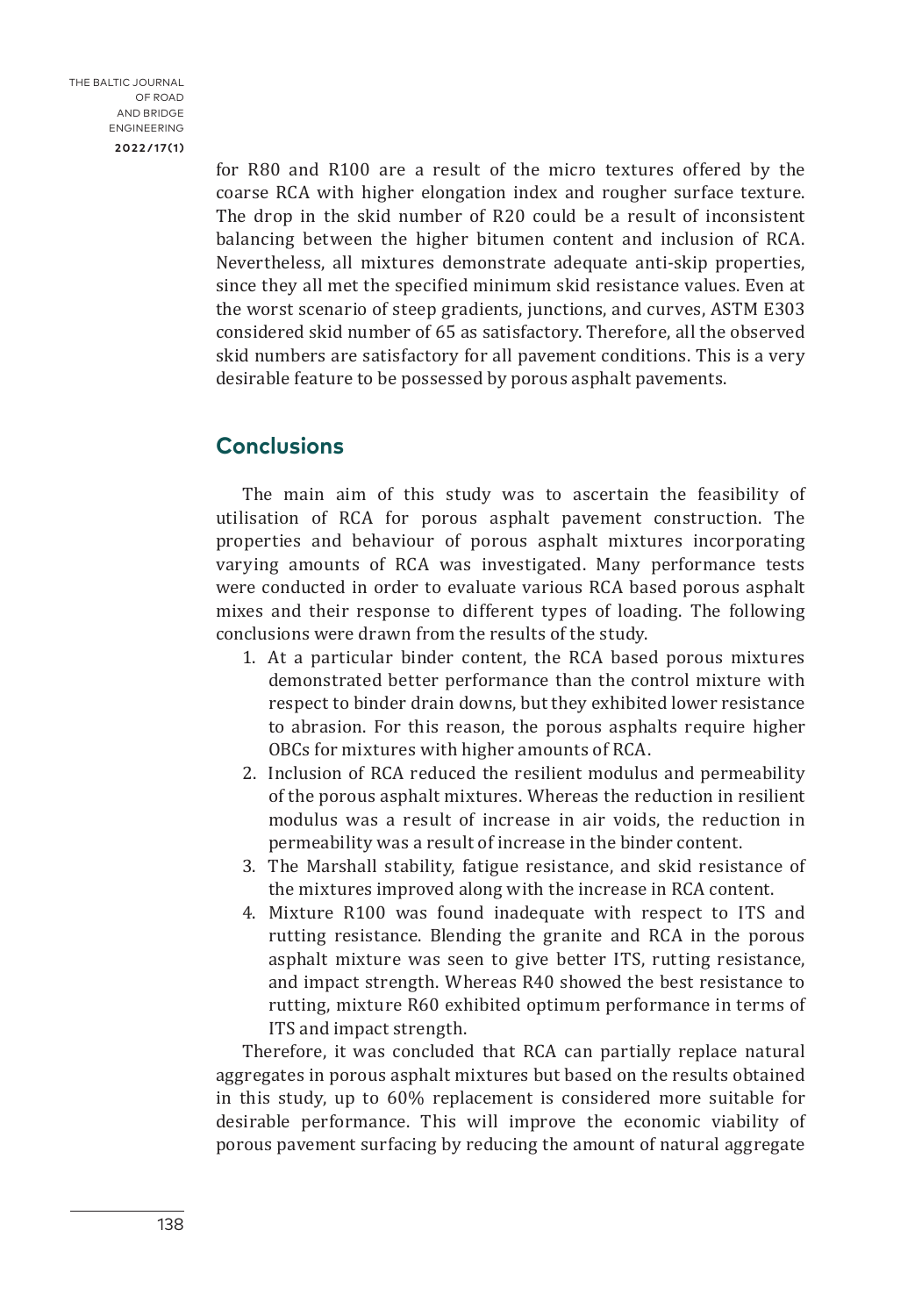for R80 and R100 are a result of the micro textures offered by the coarse RCA with higher elongation index and rougher surface texture. The drop in the skid number of R20 could be a result of inconsistent balancing between the higher bitumen content and inclusion of RCA. Nevertheless, all mixtures demonstrate adequate anti-skip properties, since they all met the specified minimum skid resistance values. Even at the worst scenario of steep gradients, junctions, and curves, ASTM E303 considered skid number of 65 as satisfactory. Therefore, all the observed skid numbers are satisfactory for all pavement conditions. This is a very desirable feature to be possessed by porous asphalt pavements.

## Conclusions

The main aim of this study was to ascertain the feasibility of utilisation of RCA for porous asphalt pavement construction. The properties and behaviour of porous asphalt mixtures incorporating varying amounts of RCA was investigated. Many performance tests were conducted in order to evaluate various RCA based porous asphalt mixes and their response to different types of loading. The following conclusions were drawn from the results of the study.

1. At a particular binder content, the RCA based porous mixtures demonstrated better performance than the control mixture with respect to binder drain downs, but they exhibited lower resistance to abrasion. For this reason, the porous asphalts require higher OBCs for mixtures with higher amounts of RCA.
2. Inclusion of RCA reduced the resilient modulus and permeability of the porous asphalt mixtures. Whereas the reduction in resilient modulus was a result of increase in air voids, the reduction in permeability was a result of increase in the binder content.
3. The Marshall stability, fatigue resistance, and skid resistance of the mixtures improved along with the increase in RCA content.
4. Mixture R100 was found inadequate with respect to ITS and rutting resistance. Blending the granite and RCA in the porous asphalt mixture was seen to give better ITS, rutting resistance, and impact strength. Whereas R40 showed the best resistance to rutting, mixture R60 exhibited optimum performance in terms of ITS and impact strength.

Therefore, it was concluded that RCA can partially replace natural aggregates in porous asphalt mixtures but based on the results obtained in this study, up to 60% replacement is considered more suitable for desirable performance. This will improve the economic viability of porous pavement surfacing by reducing the amount of natural aggregate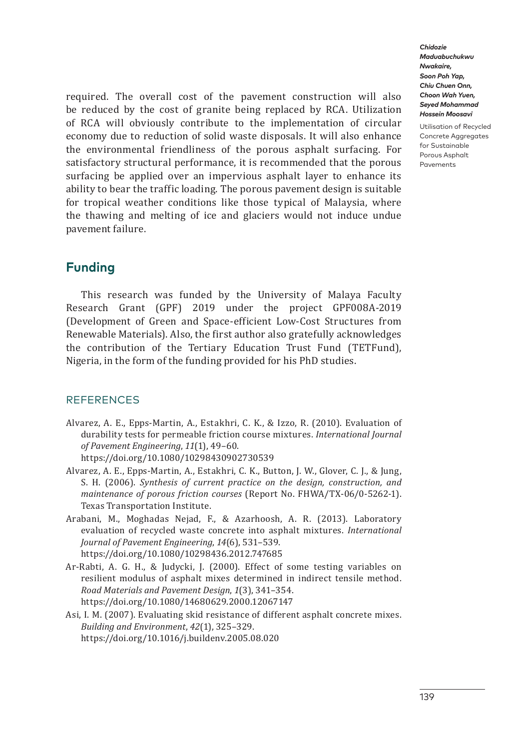required. The overall cost of the pavement construction will also be reduced by the cost of granite being replaced by RCA. Utilization of RCA will obviously contribute to the implementation of circular economy due to reduction of solid waste disposals. It will also enhance the environmental friendliness of the porous asphalt surfacing. For satisfactory structural performance, it is recommended that the porous surfacing be applied over an impervious asphalt layer to enhance its ability to bear the traffic loading. The porous pavement design is suitable for tropical weather conditions like those typical of Malaysia, where the thawing and melting of ice and glaciers would not induce undue pavement failure.

## Funding

This research was funded by the University of Malaya Faculty Research Grant (GPF) 2019 under the project GPF008A-2019 (Development of Green and Space-efficient Low-Cost Structures from Renewable Materials). Also, the first author also gratefully acknowledges the contribution of the Tertiary Education Trust Fund (TETFund), Nigeria, in the form of the funding provided for his PhD studies.

## REFERENCES

Alvarez, A. E., Epps-Martin, A., Estakhri, C. K., & Izzo, R. (2010). Evaluation of durability tests for permeable friction course mixtures. *International Journal of Pavement Engineering*, *11*(1), 49–60. https://doi.org/10.1080/10298430902730539

Alvarez, A. E., Epps-Martin, A., Estakhri, C. K., Button, J. W., Glover, C. J., & Jung, S. H. (2006). *Synthesis of current practice on the design, construction, and maintenance of porous friction courses* (Report No. FHWA/TX-06/0-5262-1). Texas Transportation Institute.

Arabani, M., Moghadas Nejad, F., & Azarhoosh, A. R. (2013). Laboratory evaluation of recycled waste concrete into asphalt mixtures. *International Journal of Pavement Engineering*, *14*(6), 531–539. https://doi.org/10.1080/10298436.2012.747685

Ar-Rabti, A. G. H., & Judycki, J. (2000). Effect of some testing variables on resilient modulus of asphalt mixes determined in indirect tensile method. *Road Materials and Pavement Design*, *1*(3), 341–354. https://doi.org/10.1080/14680629.2000.12067147

Asi, I. M. (2007). Evaluating skid resistance of different asphalt concrete mixes. *Building and Environment*, *42*(1), 325–329. https://doi.org/10.1016/j.buildenv.2005.08.020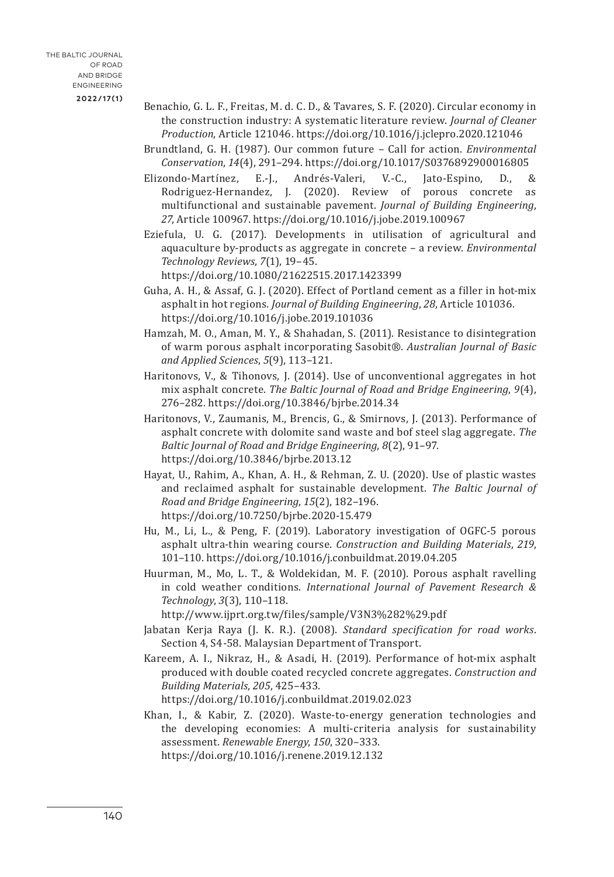Benachio, G. L. F., Freitas, M. d. C. D., & Tavares, S. F. (2020). Circular economy in the construction industry: A systematic literature review. *Journal of Cleaner Production*, Article 121046. https://doi.org/10.1016/j.jclepro.2020.121046

Brundtland, G. H. (1987). Our common future – Call for action. *Environmental Conservation*, *14*(4), 291–294. https://doi.org/10.1017/S0376892900016805

Elizondo-Martínez, E.-J., Andrés-Valeri, V.-C., Jato-Espino, D., & Rodriguez-Hernandez, J. (2020). Review of porous concrete as multifunctional and sustainable pavement. *Journal of Building Engineering*, *27*, Article 100967. https://doi.org/10.1016/j.jobe.2019.100967

Eziefula, U. G. (2017). Developments in utilisation of agricultural and aquaculture by-products as aggregate in concrete – a review. *Environmental Technology Reviews*, *7*(1), 19–45. https://doi.org/10.1080/21622515.2017.1423399

Guha, A. H., & Assaf, G. J. (2020). Effect of Portland cement as a filler in hot-mix asphalt in hot regions. *Journal of Building Engineering*, *28*, Article 101036. https://doi.org/10.1016/j.jobe.2019.101036

Hamzah, M. O., Aman, M. Y., & Shahadan, S. (2011). Resistance to disintegration of warm porous asphalt incorporating Sasobit®. *Australian Journal of Basic and Applied Sciences*, *5*(9), 113–121.

Haritonovs, V., & Tihonovs, J. (2014). Use of unconventional aggregates in hot mix asphalt concrete. *The Baltic Journal of Road and Bridge Engineering*, *9*(4), 276–282. https://doi.org/10.3846/bjrbe.2014.34

Haritonovs, V., Zaumanis, M., Brencis, G., & Smirnovs, J. (2013). Performance of asphalt concrete with dolomite sand waste and bof steel slag aggregate. *The Baltic Journal of Road and Bridge Engineering*, *8*(2), 91–97. https://doi.org/10.3846/bjrbe.2013.12

Hayat, U., Rahim, A., Khan, A. H., & Rehman, Z. U. (2020). Use of plastic wastes and reclaimed asphalt for sustainable development. *The Baltic Journal of Road and Bridge Engineering*, *15*(2), 182–196. https://doi.org/10.7250/bjrbe.2020-15.479

Hu, M., Li, L., & Peng, F. (2019). Laboratory investigation of OGFC-5 porous asphalt ultra-thin wearing course. *Construction and Building Materials*, *219*, 101–110. https://doi.org/10.1016/j.conbuildmat.2019.04.205

Huurman, M., Mo, L. T., & Woldekidan, M. F. (2010). Porous asphalt ravelling in cold weather conditions. *International Journal of Pavement Research & Technology*, *3*(3), 110–118. http://www.ijprt.org.tw/files/sample/V3N3%282%29.pdf

Jabatan Kerja Raya (J. K. R.). (2008). *Standard specification for road works*. Section 4, S4-58. Malaysian Department of Transport.

Kareem, A. I., Nikraz, H., & Asadi, H. (2019). Performance of hot-mix asphalt produced with double coated recycled concrete aggregates. *Construction and Building Materials*, *205*, 425–433. https://doi.org/10.1016/j.conbuildmat.2019.02.023

Khan, I., & Kabir, Z. (2020). Waste-to-energy generation technologies and the developing economies: A multi-criteria analysis for sustainability assessment. *Renewable Energy*, *150*, 320–333. https://doi.org/10.1016/j.renene.2019.12.132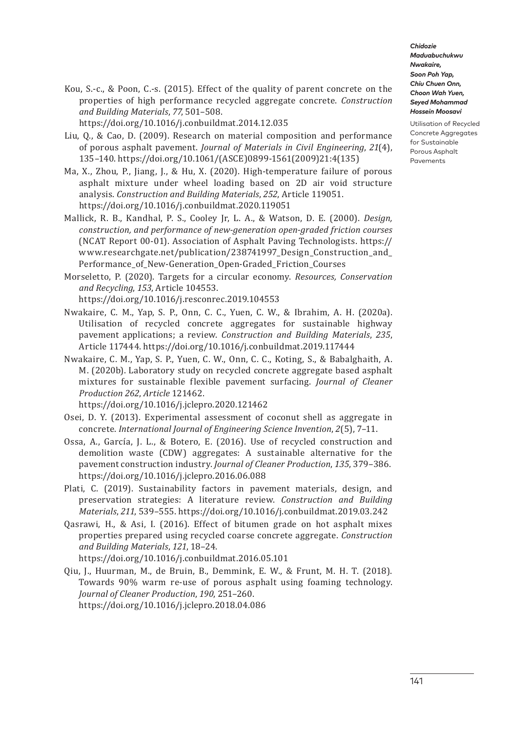Kou, S.-c., & Poon, C.-s. (2015). Effect of the quality of parent concrete on the properties of high performance recycled aggregate concrete. *Construction and Building Materials*, *77*, 501–508. https://doi.org/10.1016/j.conbuildmat.2014.12.035

Liu, Q., & Cao, D. (2009). Research on material composition and performance of porous asphalt pavement. *Journal of Materials in Civil Engineering*, *21*(4), 135–140. https://doi.org/10.1061/(ASCE)0899-1561(2009)21:4(135)

Ma, X., Zhou, P., Jiang, J., & Hu, X. (2020). High-temperature failure of porous asphalt mixture under wheel loading based on 2D air void structure analysis. *Construction and Building Materials*, *252*, Article 119051. https://doi.org/10.1016/j.conbuildmat.2020.119051

Mallick, R. B., Kandhal, P. S., Cooley Jr, L. A., & Watson, D. E. (2000). *Design, construction, and performance of new-generation open-graded friction courses* (NCAT Report 00-01). Association of Asphalt Paving Technologists. https://www.researchgate.net/publication/238741997_Design_Construction_and_Performance_of_New-Generation_Open-Graded_Friction_Courses

Morseletto, P. (2020). Targets for a circular economy. *Resources, Conservation and Recycling*, *153*, Article 104553. https://doi.org/10.1016/j.resconrec.2019.104553

Nwakaire, C. M., Yap, S. P., Onn, C. C., Yuen, C. W., & Ibrahim, A. H. (2020a). Utilisation of recycled concrete aggregates for sustainable highway pavement applications; a review. *Construction and Building Materials*, *235*, Article 117444. https://doi.org/10.1016/j.conbuildmat.2019.117444

Nwakaire, C. M., Yap, S. P., Yuen, C. W., Onn, C. C., Koting, S., & Babalghaith, A. M. (2020b). Laboratory study on recycled concrete aggregate based asphalt mixtures for sustainable flexible pavement surfacing. *Journal of Cleaner Production 262*, *Article* 121462. https://doi.org/10.1016/j.jclepro.2020.121462

Osei, D. Y. (2013). Experimental assessment of coconut shell as aggregate in concrete. *International Journal of Engineering Science Invention*, *2*(5), 7–11.

Ossa, A., García, J. L., & Botero, E. (2016). Use of recycled construction and demolition waste (CDW) aggregates: A sustainable alternative for the pavement construction industry. *Journal of Cleaner Production*, *135*, 379–386. https://doi.org/10.1016/j.jclepro.2016.06.088

Plati, C. (2019). Sustainability factors in pavement materials, design, and preservation strategies: A literature review. *Construction and Building Materials*, *211*, 539–555. https://doi.org/10.1016/j.conbuildmat.2019.03.242

Qasrawi, H., & Asi, I. (2016). Effect of bitumen grade on hot asphalt mixes properties prepared using recycled coarse concrete aggregate. *Construction and Building Materials*, *121*, 18–24. https://doi.org/10.1016/j.conbuildmat.2016.05.101

Qiu, J., Huurman, M., de Bruin, B., Demmink, E. W., & Frunt, M. H. T. (2018). Towards 90% warm re-use of porous asphalt using foaming technology. *Journal of Cleaner Production*, *190*, 251–260. https://doi.org/10.1016/j.jclepro.2018.04.086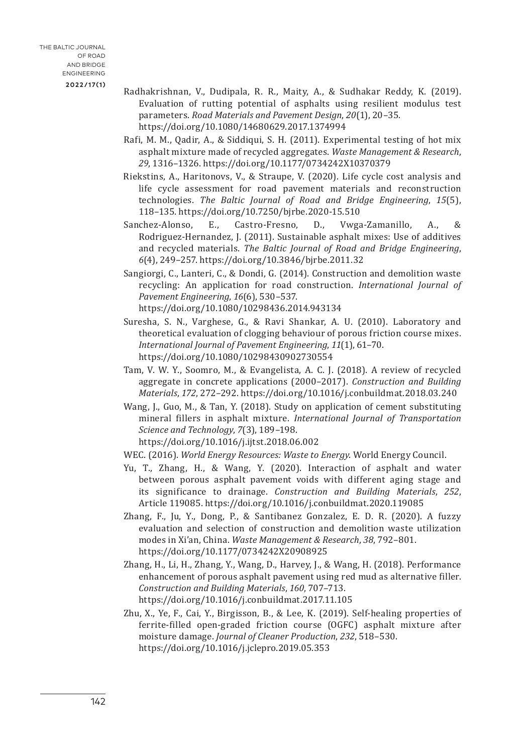Radhakrishnan, V., Dudipala, R. R., Maity, A., & Sudhakar Reddy, K. (2019). Evaluation of rutting potential of asphalts using resilient modulus test parameters. *Road Materials and Pavement Design*, *20*(1), 20–35. https://doi.org/10.1080/14680629.2017.1374994

Rafi, M. M., Qadir, A., & Siddiqui, S. H. (2011). Experimental testing of hot mix asphalt mixture made of recycled aggregates. *Waste Management & Research*, *29*, 1316–1326. https://doi.org/10.1177/0734242X10370379

Riekstins, A., Haritonovs, V., & Straupe, V. (2020). Life cycle cost analysis and life cycle assessment for road pavement materials and reconstruction technologies. *The Baltic Journal of Road and Bridge Engineering*, *15*(5), 118–135. https://doi.org/10.7250/bjrbe.2020-15.510

Sanchez-Alonso, E., Castro-Fresno, D., Vwga-Zamanillo, A., & Rodriguez-Hernandez, J. (2011). Sustainable asphalt mixes: Use of additives and recycled materials. *The Baltic Journal of Road and Bridge Engineering*, *6*(4), 249–257. https://doi.org/10.3846/bjrbe.2011.32

Sangiorgi, C., Lanteri, C., & Dondi, G. (2014). Construction and demolition waste recycling: An application for road construction. *International Journal of Pavement Engineering*, *16*(6), 530–537. https://doi.org/10.1080/10298436.2014.943134

Suresha, S. N., Varghese, G., & Ravi Shankar, A. U. (2010). Laboratory and theoretical evaluation of clogging behaviour of porous friction course mixes. *International Journal of Pavement Engineering*, *11*(1), 61–70. https://doi.org/10.1080/10298430902730554

Tam, V. W. Y., Soomro, M., & Evangelista, A. C. J. (2018). A review of recycled aggregate in concrete applications (2000–2017). *Construction and Building Materials*, *172*, 272–292. https://doi.org/10.1016/j.conbuildmat.2018.03.240

Wang, J., Guo, M., & Tan, Y. (2018). Study on application of cement substituting mineral fillers in asphalt mixture. *International Journal of Transportation Science and Technology*, *7*(3), 189–198. https://doi.org/10.1016/j.ijtst.2018.06.002

WEC. (2016). *World Energy Resources: Waste to Energy*. World Energy Council.

Yu, T., Zhang, H., & Wang, Y. (2020). Interaction of asphalt and water between porous asphalt pavement voids with different aging stage and its significance to drainage. *Construction and Building Materials*, *252*, Article 119085. https://doi.org/10.1016/j.conbuildmat.2020.119085

Zhang, F., Ju, Y., Dong, P., & Santibanez Gonzalez, E. D. R. (2020). A fuzzy evaluation and selection of construction and demolition waste utilization modes in Xi'an, China. *Waste Management & Research*, *38*, 792–801. https://doi.org/10.1177/0734242X20908925

Zhang, H., Li, H., Zhang, Y., Wang, D., Harvey, J., & Wang, H. (2018). Performance enhancement of porous asphalt pavement using red mud as alternative filler. *Construction and Building Materials*, *160*, 707–713. https://doi.org/10.1016/j.conbuildmat.2017.11.105

Zhu, X., Ye, F., Cai, Y., Birgisson, B., & Lee, K. (2019). Self-healing properties of ferrite-filled open-graded friction course (OGFC) asphalt mixture after moisture damage. *Journal of Cleaner Production*, *232*, 518–530. https://doi.org/10.1016/j.jclepro.2019.05.353